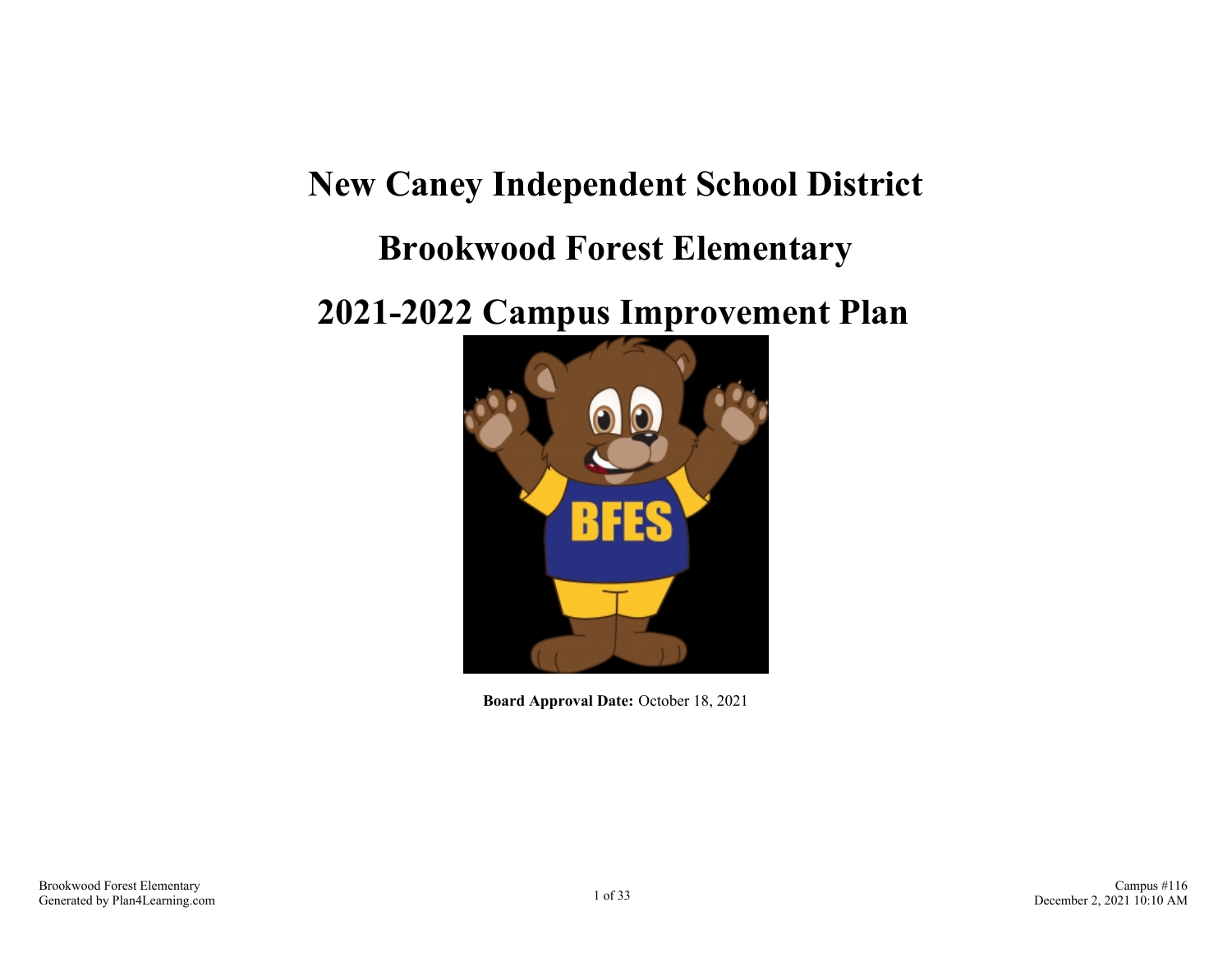# New Caney Independent School District

# Brookwood Forest Elementary

# 2021-2022 Campus Improvement Plan

**Board Approval Date:** October 18, 2021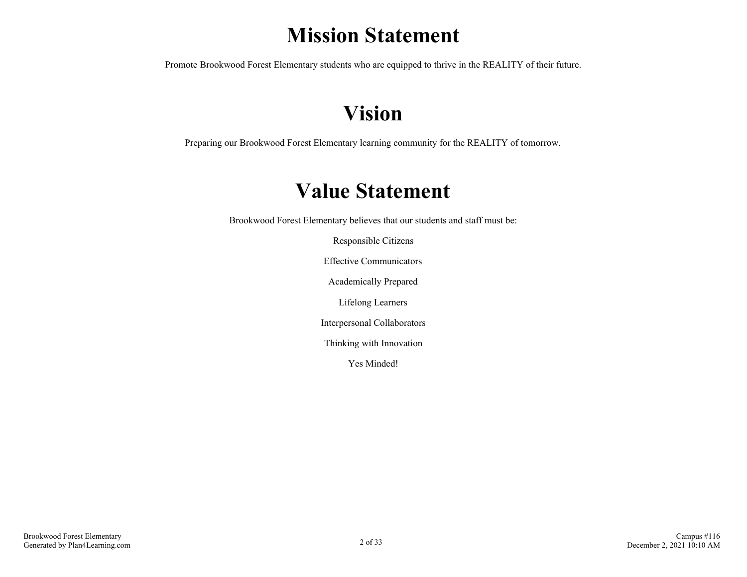# Mission Statement

Promote Brookwood Forest Elementary students who are equipped to thrive in the REALITY of their future.

# Vision

Preparing our Brookwood Forest Elementary learning community for the REALITY of tomorrow.

# Value Statement

Brookwood Forest Elementary believes that our students and staff must be:

Responsible Citizens

Effective Communicators

Academically Prepared

Lifelong Learners

Interpersonal Collaborators

Thinking with Innovation

Yes Minded!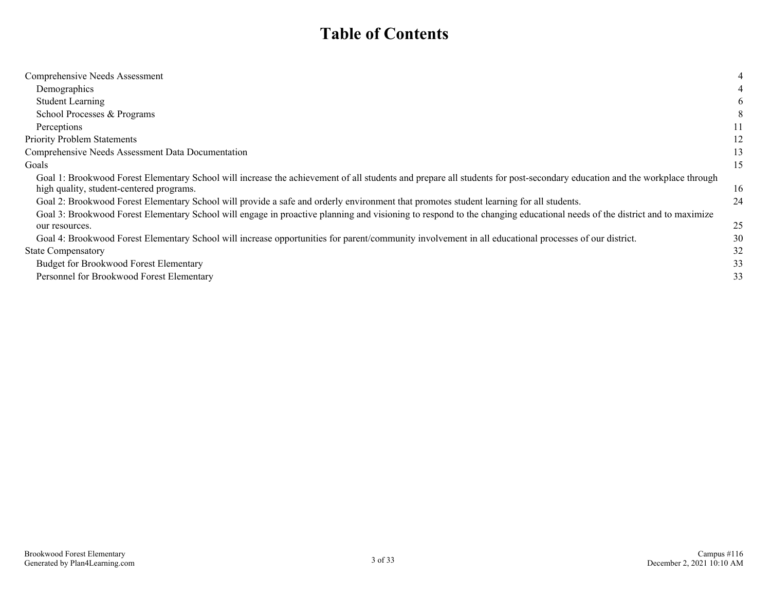# Table of Contents

| | |
|---|---|
| Comprehensive Needs Assessment | 4 |
| Demographics | 4 |
| Student Learning | 6 |
| School Processes & Programs | 8 |
| Perceptions | 11 |
| Priority Problem Statements | 12 |
| Comprehensive Needs Assessment Data Documentation | 13 |
| Goals | 15 |
| Goal 1: Brookwood Forest Elementary School will increase the achievement of all students and prepare all students for post-secondary education and the workplace through high quality, student-centered programs. | 16 |
| Goal 2: Brookwood Forest Elementary School will provide a safe and orderly environment that promotes student learning for all students. | 24 |
| Goal 3: Brookwood Forest Elementary School will engage in proactive planning and visioning to respond to the changing educational needs of the district and to maximize our resources. | 25 |
| Goal 4: Brookwood Forest Elementary School will increase opportunities for parent/community involvement in all educational processes of our district. | 30 |
| State Compensatory | 32 |
| Budget for Brookwood Forest Elementary | 33 |
| Personnel for Brookwood Forest Elementary | 33 |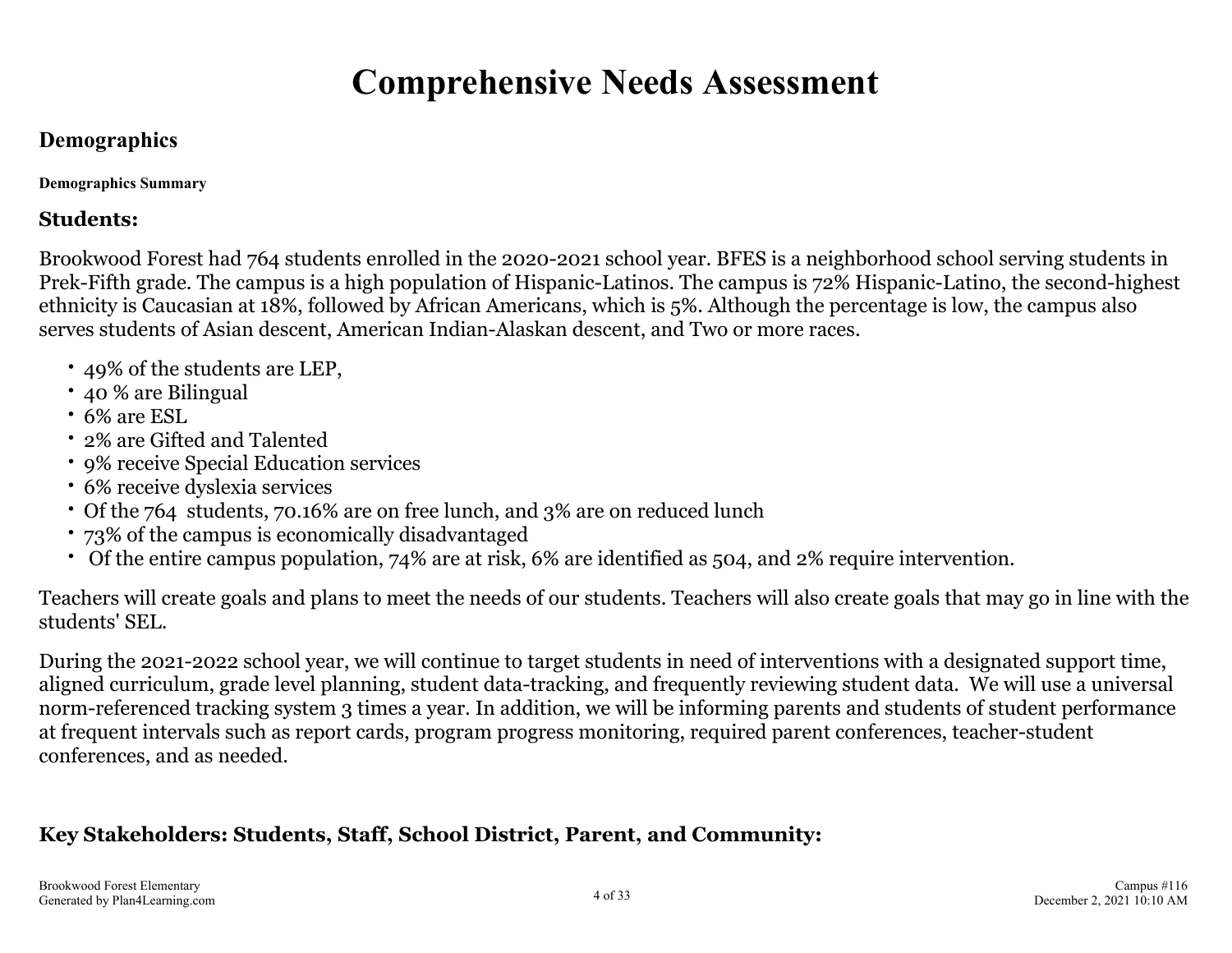# Comprehensive Needs Assessment

## Demographics

#### Demographics Summary

### Students:

Brookwood Forest had 764 students enrolled in the 2020-2021 school year. BFES is a neighborhood school serving students in Prek-Fifth grade. The campus is a high population of Hispanic-Latinos. The campus is 72% Hispanic-Latino, the second-highest ethnicity is Caucasian at 18%, followed by African Americans, which is 5%. Although the percentage is low, the campus also serves students of Asian descent, American Indian-Alaskan descent, and Two or more races.

- 49% of the students are LEP,
- 40 % are Bilingual
- 6% are ESL
- 2% are Gifted and Talented
- 9% receive Special Education services
- 6% receive dyslexia services
- Of the 764 students, 70.16% are on free lunch, and 3% are on reduced lunch
- 73% of the campus is economically disadvantaged
- Of the entire campus population, 74% are at risk, 6% are identified as 504, and 2% require intervention.

Teachers will create goals and plans to meet the needs of our students. Teachers will also create goals that may go in line with the students' SEL.

During the 2021-2022 school year, we will continue to target students in need of interventions with a designated support time, aligned curriculum, grade level planning, student data-tracking, and frequently reviewing student data. We will use a universal norm-referenced tracking system 3 times a year. In addition, we will be informing parents and students of student performance at frequent intervals such as report cards, program progress monitoring, required parent conferences, teacher-student conferences, and as needed.

### Key Stakeholders: Students, Staff, School District, Parent, and Community: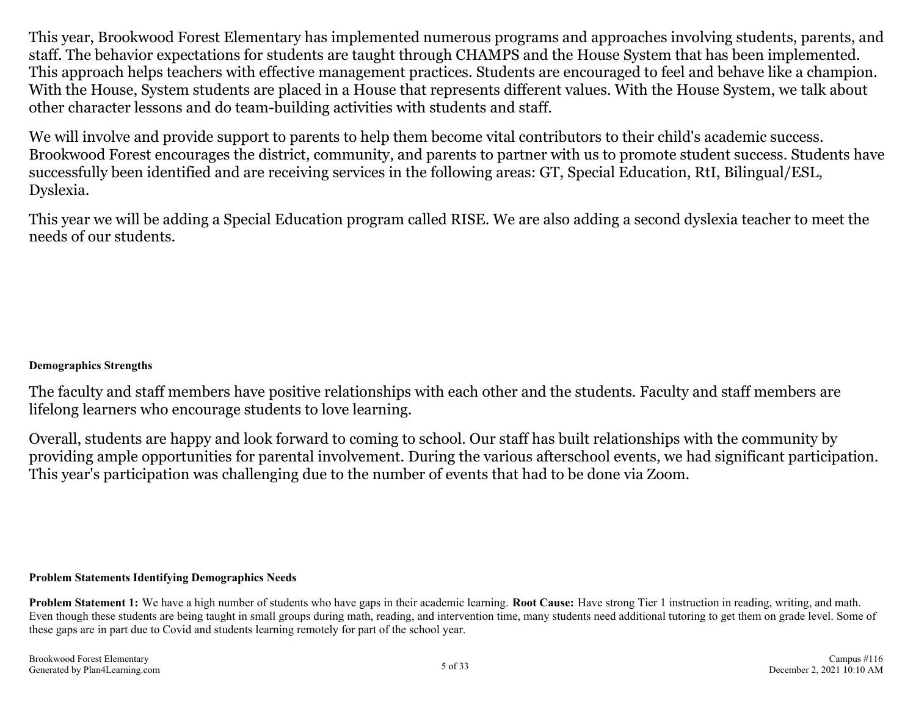This year, Brookwood Forest Elementary has implemented numerous programs and approaches involving students, parents, and staff. The behavior expectations for students are taught through CHAMPS and the House System that has been implemented. This approach helps teachers with effective management practices. Students are encouraged to feel and behave like a champion. With the House, System students are placed in a House that represents different values. With the House System, we talk about other character lessons and do team-building activities with students and staff.

We will involve and provide support to parents to help them become vital contributors to their child's academic success. Brookwood Forest encourages the district, community, and parents to partner with us to promote student success. Students have successfully been identified and are receiving services in the following areas: GT, Special Education, RtI, Bilingual/ESL, Dyslexia.

This year we will be adding a Special Education program called RISE. We are also adding a second dyslexia teacher to meet the needs of our students.

**Demographics Strengths**

The faculty and staff members have positive relationships with each other and the students. Faculty and staff members are lifelong learners who encourage students to love learning.

Overall, students are happy and look forward to coming to school. Our staff has built relationships with the community by providing ample opportunities for parental involvement. During the various afterschool events, we had significant participation. This year's participation was challenging due to the number of events that had to be done via Zoom.

**Problem Statements Identifying Demographics Needs**

**Problem Statement 1:** We have a high number of students who have gaps in their academic learning. **Root Cause:** Have strong Tier 1 instruction in reading, writing, and math. Even though these students are being taught in small groups during math, reading, and intervention time, many students need additional tutoring to get them on grade level. Some of these gaps are in part due to Covid and students learning remotely for part of the school year.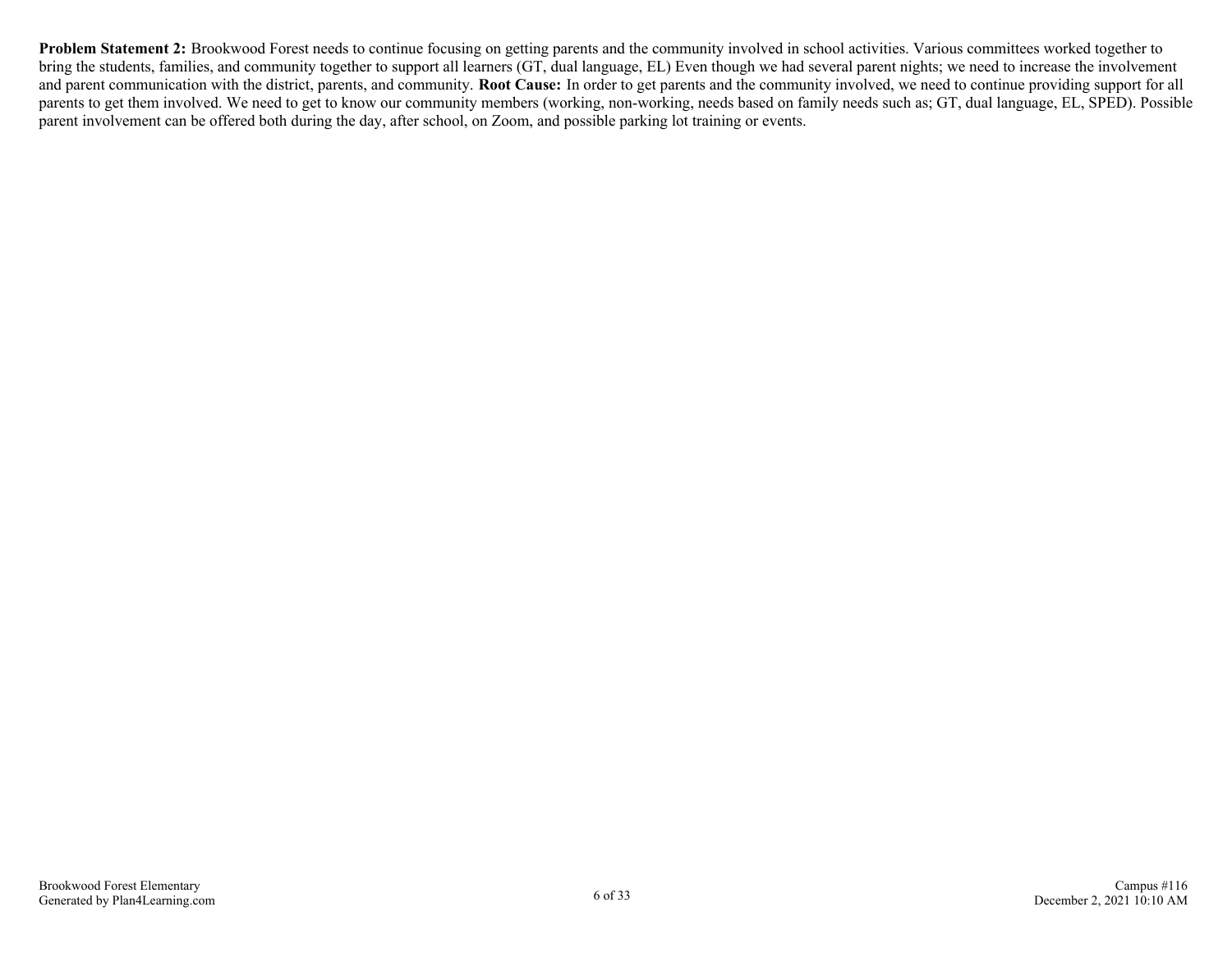**Problem Statement 2:** Brookwood Forest needs to continue focusing on getting parents and the community involved in school activities. Various committees worked together to bring the students, families, and community together to support all learners (GT, dual language, EL) Even though we had several parent nights; we need to increase the involvement and parent communication with the district, parents, and community. **Root Cause:** In order to get parents and the community involved, we need to continue providing support for all parents to get them involved. We need to get to know our community members (working, non-working, needs based on family needs such as; GT, dual language, EL, SPED). Possible parent involvement can be offered both during the day, after school, on Zoom, and possible parking lot training or events.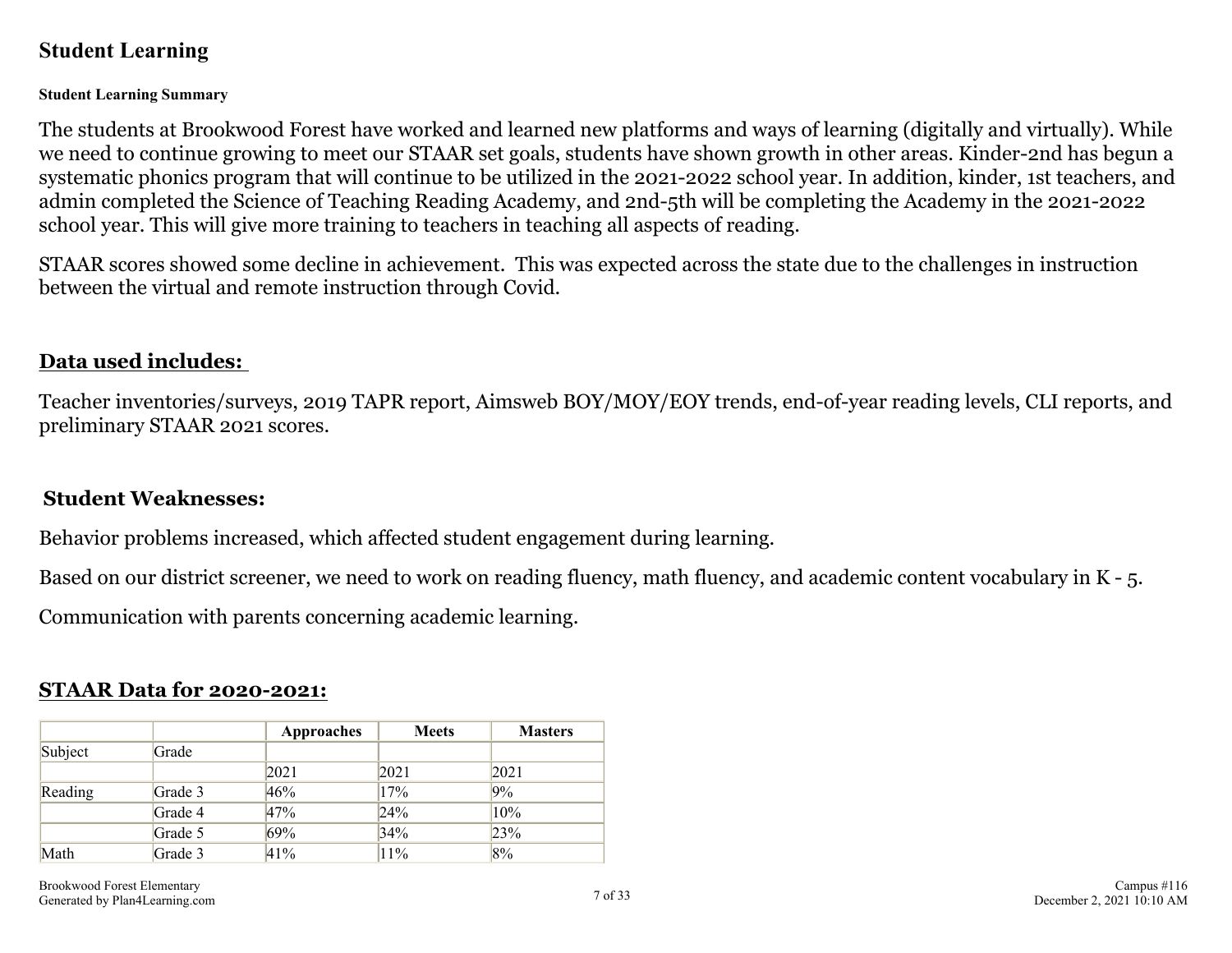## Student Learning

**Student Learning Summary**

The students at Brookwood Forest have worked and learned new platforms and ways of learning (digitally and virtually). While we need to continue growing to meet our STAAR set goals, students have shown growth in other areas. Kinder-2nd has begun a systematic phonics program that will continue to be utilized in the 2021-2022 school year. In addition, kinder, 1st teachers, and admin completed the Science of Teaching Reading Academy, and 2nd-5th will be completing the Academy in the 2021-2022 school year. This will give more training to teachers in teaching all aspects of reading.

STAAR scores showed some decline in achievement. This was expected across the state due to the challenges in instruction between the virtual and remote instruction through Covid.

**Data used includes:**

Teacher inventories/surveys, 2019 TAPR report, Aimsweb BOY/MOY/EOY trends, end-of-year reading levels, CLI reports, and preliminary STAAR 2021 scores.

**Student Weaknesses:**

Behavior problems increased, which affected student engagement during learning.

Based on our district screener, we need to work on reading fluency, math fluency, and academic content vocabulary in K - 5.

Communication with parents concerning academic learning.

**STAAR Data for 2020-2021:**

| | | Approaches | Meets | Masters |
|---|---|---|---|---|
| Subject | Grade | | | |
| | | 2021 | 2021 | 2021 |
| Reading | Grade 3 | 46% | 17% | 9% |
| | Grade 4 | 47% | 24% | 10% |
| | Grade 5 | 69% | 34% | 23% |
| Math | Grade 3 | 41% | 11% | 8% |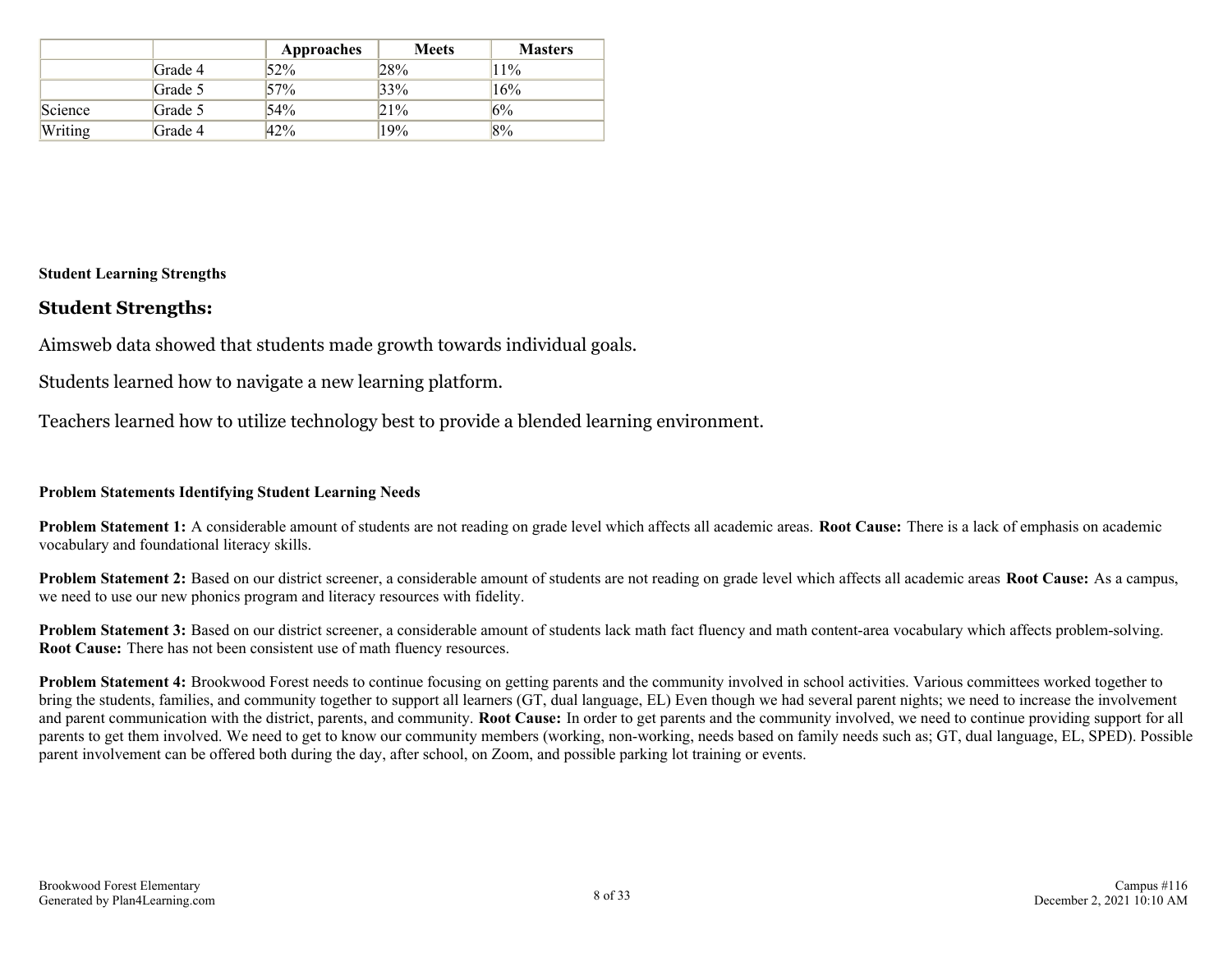| | | Approaches | Meets | Masters |
|---|---|---|---|---|
| | Grade 4 | 52% | 28% | 11% |
| | Grade 5 | 57% | 33% | 16% |
| Science | Grade 5 | 54% | 21% | 6% |
| Writing | Grade 4 | 42% | 19% | 8% |

**Student Learning Strengths**

## Student Strengths:

Aimsweb data showed that students made growth towards individual goals.

Students learned how to navigate a new learning platform.

Teachers learned how to utilize technology best to provide a blended learning environment.

**Problem Statements Identifying Student Learning Needs**

**Problem Statement 1:** A considerable amount of students are not reading on grade level which affects all academic areas. **Root Cause:** There is a lack of emphasis on academic vocabulary and foundational literacy skills.

**Problem Statement 2:** Based on our district screener, a considerable amount of students are not reading on grade level which affects all academic areas **Root Cause:** As a campus, we need to use our new phonics program and literacy resources with fidelity.

**Problem Statement 3:** Based on our district screener, a considerable amount of students lack math fact fluency and math content-area vocabulary which affects problem-solving. **Root Cause:** There has not been consistent use of math fluency resources.

**Problem Statement 4:** Brookwood Forest needs to continue focusing on getting parents and the community involved in school activities. Various committees worked together to bring the students, families, and community together to support all learners (GT, dual language, EL) Even though we had several parent nights; we need to increase the involvement and parent communication with the district, parents, and community. **Root Cause:** In order to get parents and the community involved, we need to continue providing support for all parents to get them involved. We need to get to know our community members (working, non-working, needs based on family needs such as; GT, dual language, EL, SPED). Possible parent involvement can be offered both during the day, after school, on Zoom, and possible parking lot training or events.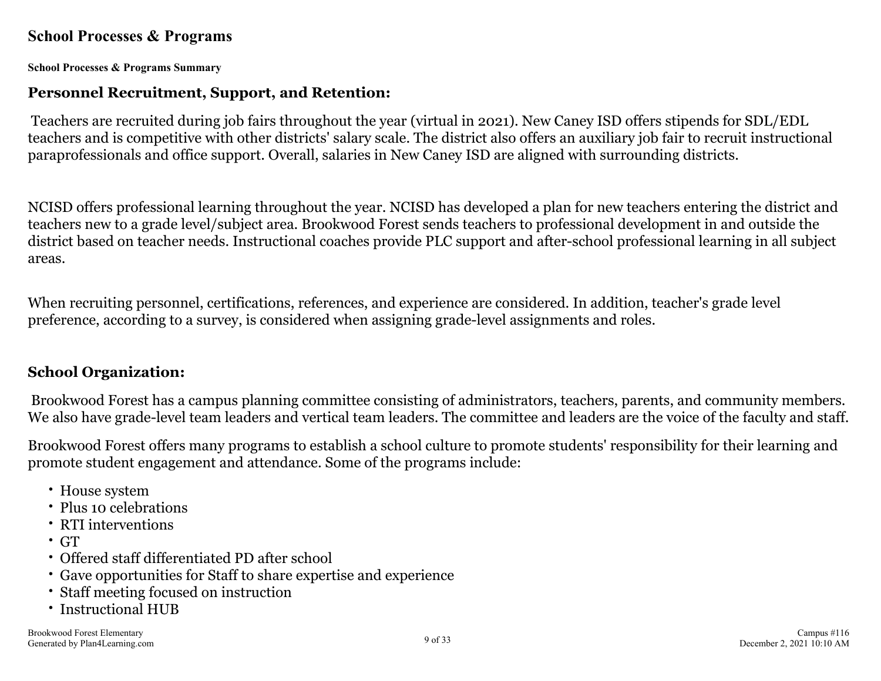## School Processes & Programs

**School Processes & Programs Summary**

### Personnel Recruitment, Support, and Retention:

Teachers are recruited during job fairs throughout the year (virtual in 2021). New Caney ISD offers stipends for SDL/EDL teachers and is competitive with other districts' salary scale. The district also offers an auxiliary job fair to recruit instructional paraprofessionals and office support. Overall, salaries in New Caney ISD are aligned with surrounding districts.

NCISD offers professional learning throughout the year. NCISD has developed a plan for new teachers entering the district and teachers new to a grade level/subject area. Brookwood Forest sends teachers to professional development in and outside the district based on teacher needs. Instructional coaches provide PLC support and after-school professional learning in all subject areas.

When recruiting personnel, certifications, references, and experience are considered. In addition, teacher's grade level preference, according to a survey, is considered when assigning grade-level assignments and roles.

### School Organization:

Brookwood Forest has a campus planning committee consisting of administrators, teachers, parents, and community members. We also have grade-level team leaders and vertical team leaders. The committee and leaders are the voice of the faculty and staff.

Brookwood Forest offers many programs to establish a school culture to promote students' responsibility for their learning and promote student engagement and attendance. Some of the programs include:

- House system
- Plus 10 celebrations
- RTI interventions
- GT
- Offered staff differentiated PD after school
- Gave opportunities for Staff to share expertise and experience
- Staff meeting focused on instruction
- Instructional HUB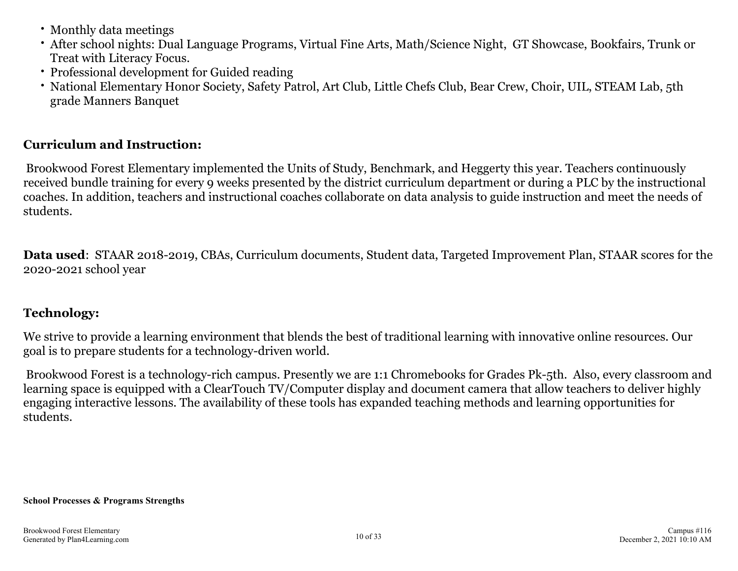- Monthly data meetings
- After school nights: Dual Language Programs, Virtual Fine Arts, Math/Science Night, GT Showcase, Bookfairs, Trunk or Treat with Literacy Focus.
- Professional development for Guided reading
- National Elementary Honor Society, Safety Patrol, Art Club, Little Chefs Club, Bear Crew, Choir, UIL, STEAM Lab, 5th grade Manners Banquet

## Curriculum and Instruction:

Brookwood Forest Elementary implemented the Units of Study, Benchmark, and Heggerty this year. Teachers continuously received bundle training for every 9 weeks presented by the district curriculum department or during a PLC by the instructional coaches. In addition, teachers and instructional coaches collaborate on data analysis to guide instruction and meet the needs of students.

**Data used**: STAAR 2018-2019, CBAs, Curriculum documents, Student data, Targeted Improvement Plan, STAAR scores for the 2020-2021 school year

## Technology:

We strive to provide a learning environment that blends the best of traditional learning with innovative online resources. Our goal is to prepare students for a technology-driven world.

Brookwood Forest is a technology-rich campus. Presently we are 1:1 Chromebooks for Grades Pk-5th. Also, every classroom and learning space is equipped with a ClearTouch TV/Computer display and document camera that allow teachers to deliver highly engaging interactive lessons. The availability of these tools has expanded teaching methods and learning opportunities for students.

**School Processes & Programs Strengths**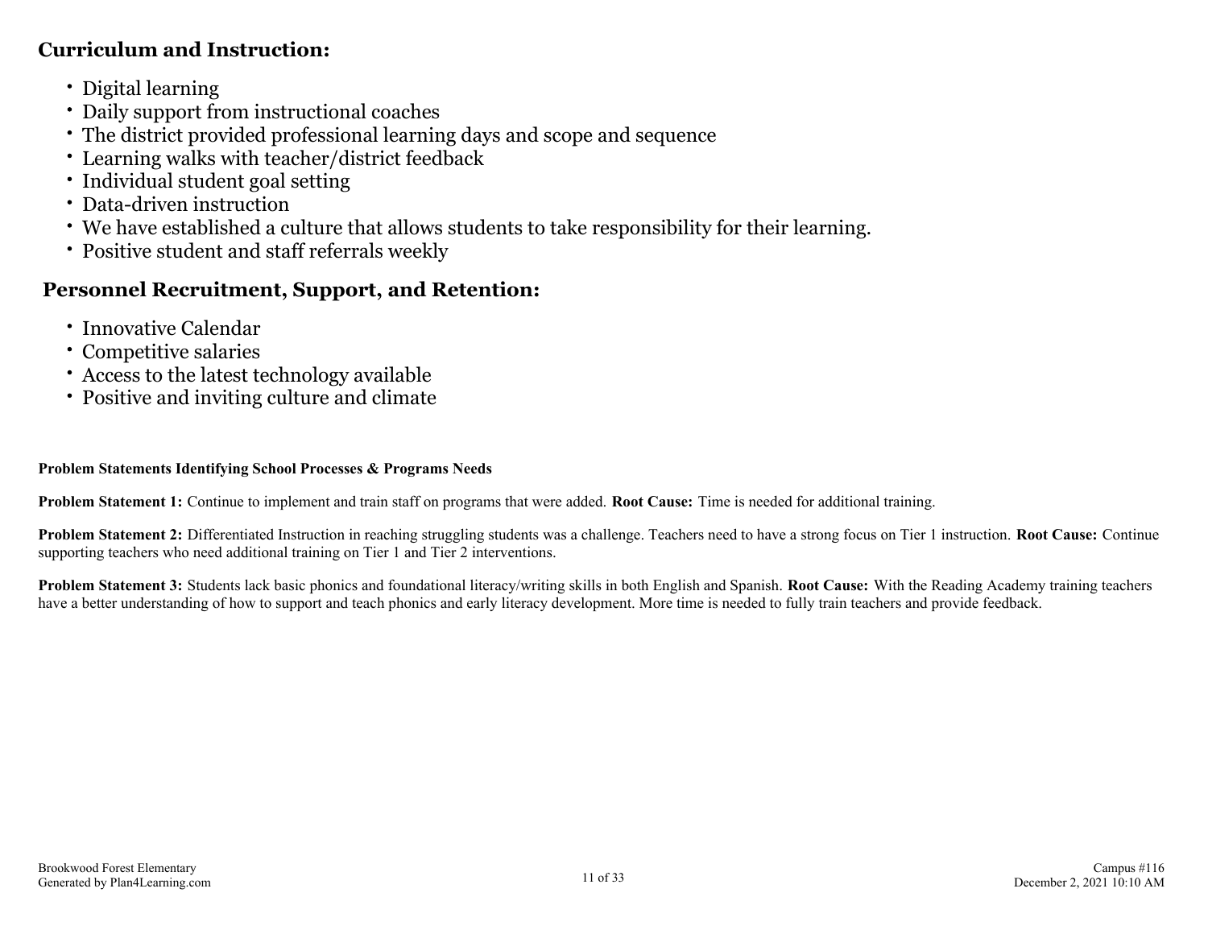## Curriculum and Instruction:

- Digital learning
- Daily support from instructional coaches
- The district provided professional learning days and scope and sequence
- Learning walks with teacher/district feedback
- Individual student goal setting
- Data-driven instruction
- We have established a culture that allows students to take responsibility for their learning.
- Positive student and staff referrals weekly

## Personnel Recruitment, Support, and Retention:

- Innovative Calendar
- Competitive salaries
- Access to the latest technology available
- Positive and inviting culture and climate

**Problem Statements Identifying School Processes & Programs Needs**

**Problem Statement 1:** Continue to implement and train staff on programs that were added. **Root Cause:** Time is needed for additional training.

**Problem Statement 2:** Differentiated Instruction in reaching struggling students was a challenge. Teachers need to have a strong focus on Tier 1 instruction. **Root Cause:** Continue supporting teachers who need additional training on Tier 1 and Tier 2 interventions.

**Problem Statement 3:** Students lack basic phonics and foundational literacy/writing skills in both English and Spanish. **Root Cause:** With the Reading Academy training teachers have a better understanding of how to support and teach phonics and early literacy development. More time is needed to fully train teachers and provide feedback.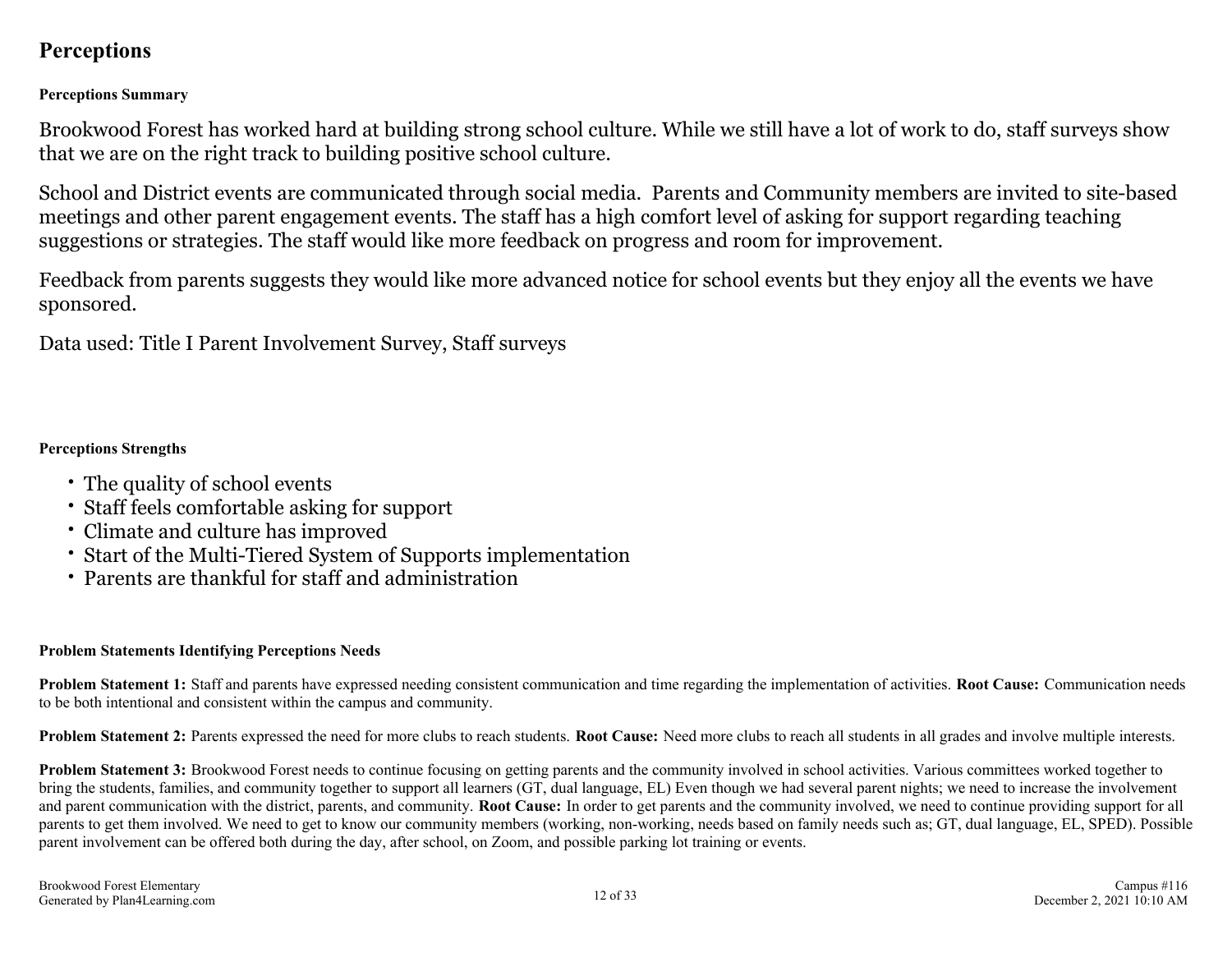# Perceptions

### Perceptions Summary

Brookwood Forest has worked hard at building strong school culture. While we still have a lot of work to do, staff surveys show that we are on the right track to building positive school culture.

School and District events are communicated through social media.  Parents and Community members are invited to site-based meetings and other parent engagement events. The staff has a high comfort level of asking for support regarding teaching suggestions or strategies. The staff would like more feedback on progress and room for improvement.

Feedback from parents suggests they would like more advanced notice for school events but they enjoy all the events we have sponsored.

Data used: Title I Parent Involvement Survey, Staff surveys

### Perceptions Strengths

- The quality of school events
- Staff feels comfortable asking for support
- Climate and culture has improved
- Start of the Multi-Tiered System of Supports implementation
- Parents are thankful for staff and administration

### Problem Statements Identifying Perceptions Needs

**Problem Statement 1:** Staff and parents have expressed needing consistent communication and time regarding the implementation of activities. **Root Cause:** Communication needs to be both intentional and consistent within the campus and community.

**Problem Statement 2:** Parents expressed the need for more clubs to reach students. **Root Cause:** Need more clubs to reach all students in all grades and involve multiple interests.

**Problem Statement 3:** Brookwood Forest needs to continue focusing on getting parents and the community involved in school activities. Various committees worked together to bring the students, families, and community together to support all learners (GT, dual language, EL) Even though we had several parent nights; we need to increase the involvement and parent communication with the district, parents, and community. **Root Cause:** In order to get parents and the community involved, we need to continue providing support for all parents to get them involved. We need to get to know our community members (working, non-working, needs based on family needs such as; GT, dual language, EL, SPED). Possible parent involvement can be offered both during the day, after school, on Zoom, and possible parking lot training or events.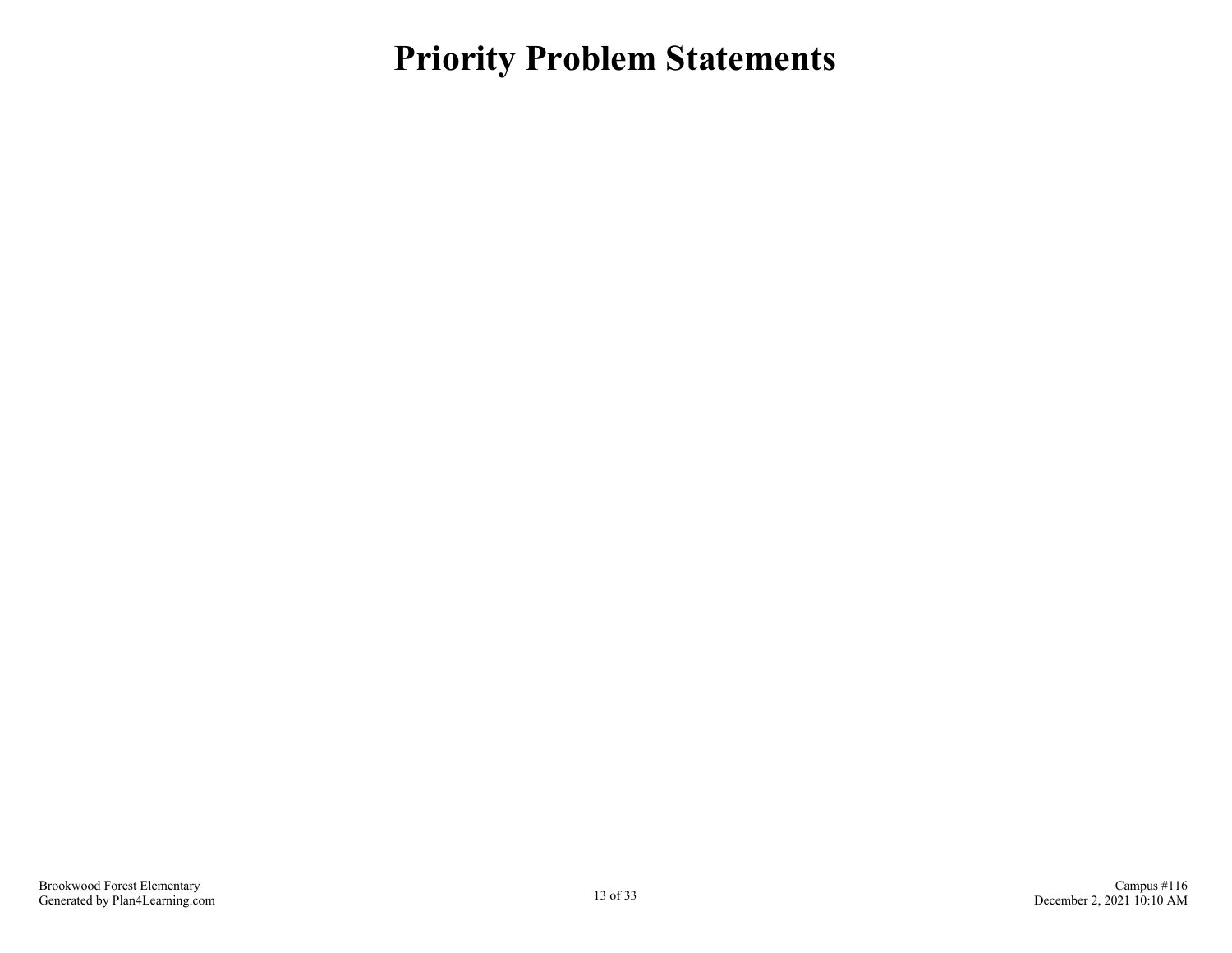# Priority Problem Statements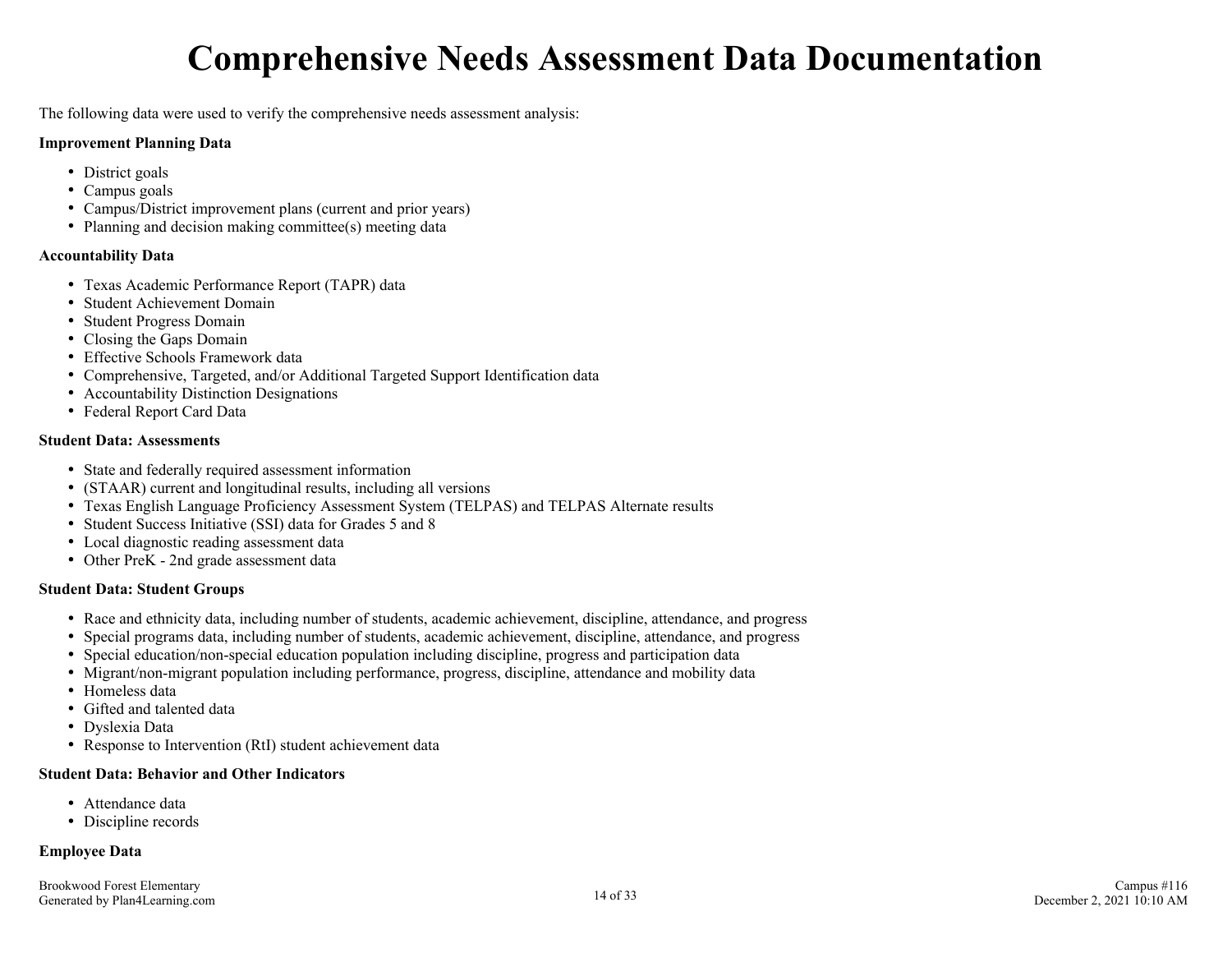# Comprehensive Needs Assessment Data Documentation

The following data were used to verify the comprehensive needs assessment analysis:

**Improvement Planning Data**

- District goals
- Campus goals
- Campus/District improvement plans (current and prior years)
- Planning and decision making committee(s) meeting data

**Accountability Data**

- Texas Academic Performance Report (TAPR) data
- Student Achievement Domain
- Student Progress Domain
- Closing the Gaps Domain
- Effective Schools Framework data
- Comprehensive, Targeted, and/or Additional Targeted Support Identification data
- Accountability Distinction Designations
- Federal Report Card Data

**Student Data: Assessments**

- State and federally required assessment information
- (STAAR) current and longitudinal results, including all versions
- Texas English Language Proficiency Assessment System (TELPAS) and TELPAS Alternate results
- Student Success Initiative (SSI) data for Grades 5 and 8
- Local diagnostic reading assessment data
- Other PreK - 2nd grade assessment data

**Student Data: Student Groups**

- Race and ethnicity data, including number of students, academic achievement, discipline, attendance, and progress
- Special programs data, including number of students, academic achievement, discipline, attendance, and progress
- Special education/non-special education population including discipline, progress and participation data
- Migrant/non-migrant population including performance, progress, discipline, attendance and mobility data
- Homeless data
- Gifted and talented data
- Dyslexia Data
- Response to Intervention (RtI) student achievement data

**Student Data: Behavior and Other Indicators**

- Attendance data
- Discipline records

**Employee Data**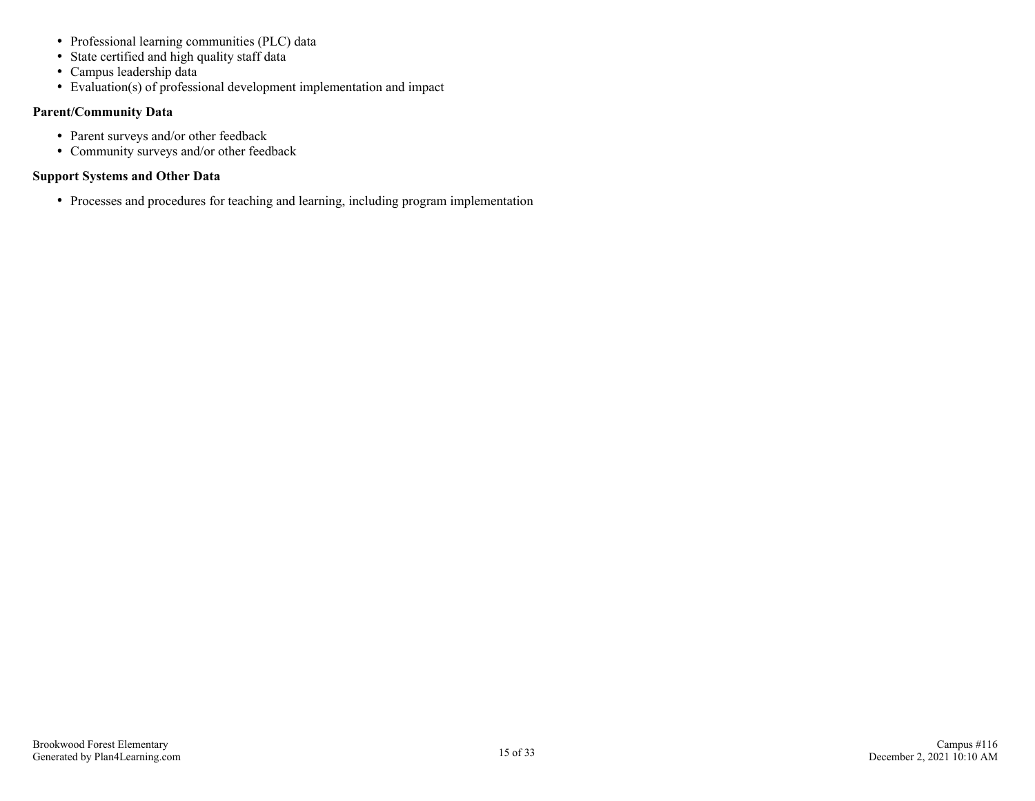- Professional learning communities (PLC) data
- State certified and high quality staff data
- Campus leadership data
- Evaluation(s) of professional development implementation and impact

**Parent/Community Data**

- Parent surveys and/or other feedback
- Community surveys and/or other feedback

**Support Systems and Other Data**

- Processes and procedures for teaching and learning, including program implementation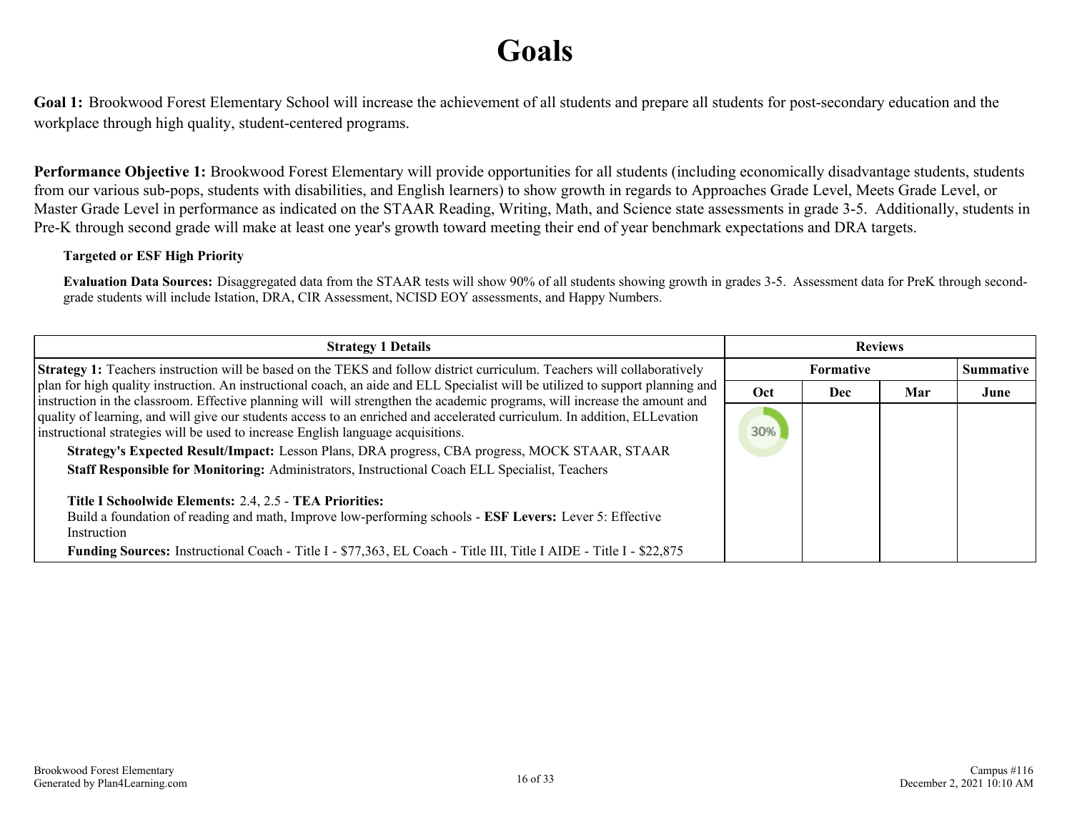# Goals

**Goal 1:** Brookwood Forest Elementary School will increase the achievement of all students and prepare all students for post-secondary education and the workplace through high quality, student-centered programs.

**Performance Objective 1:** Brookwood Forest Elementary will provide opportunities for all students (including economically disadvantage students, students from our various sub-pops, students with disabilities, and English learners) to show growth in regards to Approaches Grade Level, Meets Grade Level, or Master Grade Level in performance as indicated on the STAAR Reading, Writing, Math, and Science state assessments in grade 3-5. Additionally, students in Pre-K through second grade will make at least one year's growth toward meeting their end of year benchmark expectations and DRA targets.

**Targeted or ESF High Priority**

**Evaluation Data Sources:** Disaggregated data from the STAAR tests will show 90% of all students showing growth in grades 3-5. Assessment data for PreK through second-grade students will include Istation, DRA, CIR Assessment, NCISD EOY assessments, and Happy Numbers.

| Strategy 1 Details | Reviews | | | |
|---|---|---|---|---|
| | Formative | | | Summative |
| | Oct | Dec | Mar | June |
| **Strategy 1:** Teachers instruction will be based on the TEKS and follow district curriculum. Teachers will collaboratively plan for high quality instruction. An instructional coach, an aide and ELL Specialist will be utilized to support planning and instruction in the classroom. Effective planning will will strengthen the academic programs, will increase the amount and quality of learning, and will give our students access to an enriched and accelerated curriculum. In addition, ELLevation instructional strategies will be used to increase English language acquisitions.<br>**Strategy's Expected Result/Impact:** Lesson Plans, DRA progress, CBA progress, MOCK STAAR, STAAR<br>**Staff Responsible for Monitoring:** Administrators, Instructional Coach ELL Specialist, Teachers<br><br>**Title I Schoolwide Elements:** 2.4, 2.5 - **TEA Priorities:**<br>Build a foundation of reading and math, Improve low-performing schools - **ESF Levers:** Lever 5: Effective Instruction<br>**Funding Sources:** Instructional Coach - Title I - $77,363, EL Coach - Title III, Title I AIDE - Title I - $22,875 | 30% | | | |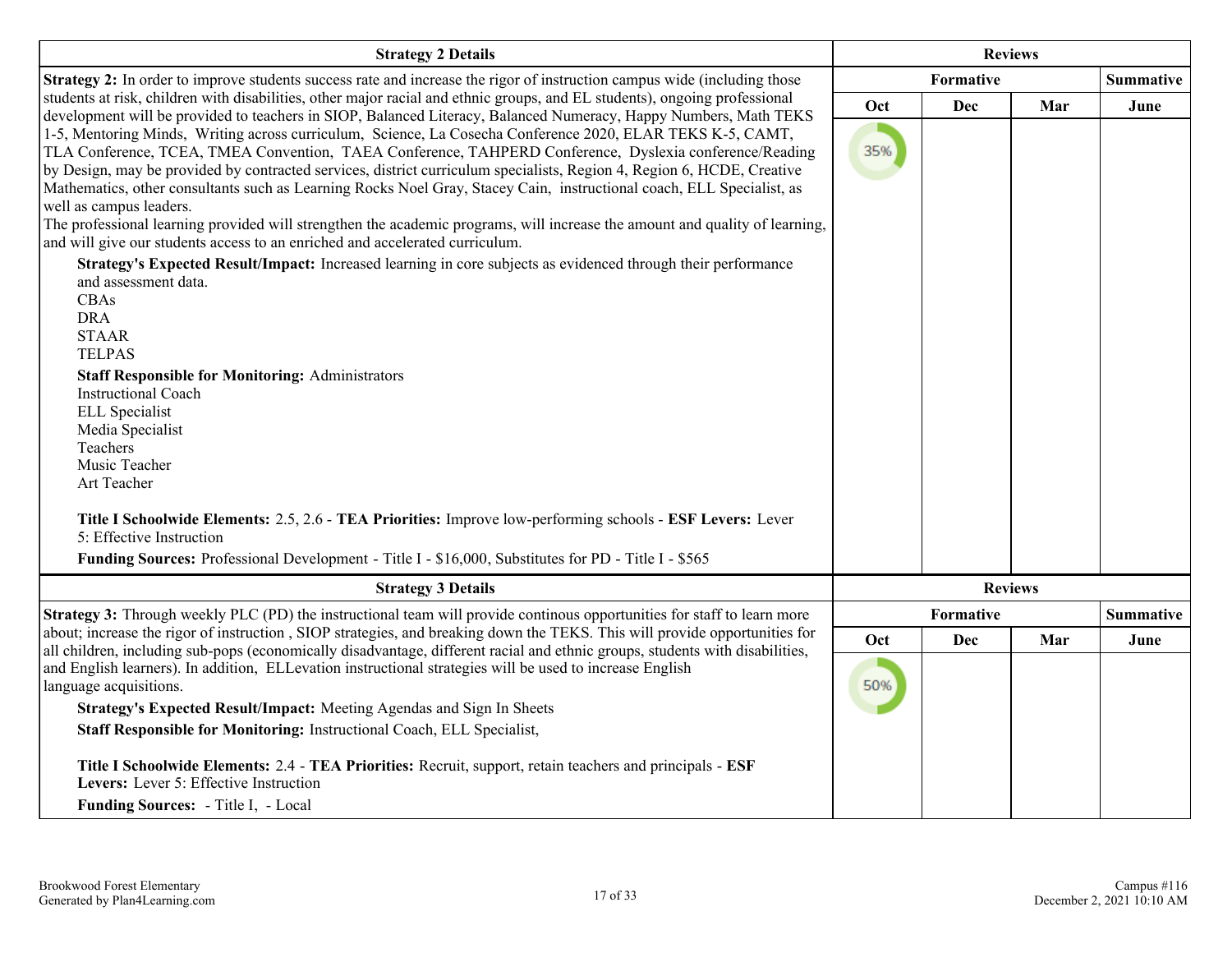| Strategy 2 Details | Reviews | | | |
|---|---|---|---|---|
| | Formative | | | Summative |
| | Oct | Dec | Mar | June |
| **Strategy 2:** In order to improve students success rate and increase the rigor of instruction campus wide (including those students at risk, children with disabilities, other major racial and ethnic groups, and EL students), ongoing professional development will be provided to teachers in SIOP, Balanced Literacy, Balanced Numeracy, Happy Numbers, Math TEKS 1-5, Mentoring Minds, Writing across curriculum, Science, La Cosecha Conference 2020, ELAR TEKS K-5, CAMT, TLA Conference, TCEA, TMEA Convention, TAEA Conference, TAHPERD Conference, Dyslexia conference/Reading by Design, may be provided by contracted services, district curriculum specialists, Region 4, Region 6, HCDE, Creative Mathematics, other consultants such as Learning Rocks Noel Gray, Stacey Cain, instructional coach, ELL Specialist, as well as campus leaders.<br>The professional learning provided will strengthen the academic programs, will increase the amount and quality of learning, and will give our students access to an enriched and accelerated curriculum.<br>**Strategy's Expected Result/Impact:** Increased learning in core subjects as evidenced through their performance and assessment data.<br>CBAs<br>DRA<br>STAAR<br>TELPAS<br>**Staff Responsible for Monitoring:** Administrators<br>Instructional Coach<br>ELL Specialist<br>Media Specialist<br>Teachers<br>Music Teacher<br>Art Teacher<br>**Title I Schoolwide Elements:** 2.5, 2.6 - **TEA Priorities:** Improve low-performing schools - **ESF Levers:** Lever 5: Effective Instruction<br>**Funding Sources:** Professional Development - Title I - $16,000, Substitutes for PD - Title I - $565 | 35% | | | |

| Strategy 3 Details | Reviews | | | |
|---|---|---|---|---|
| | Formative | | | Summative |
| | Oct | Dec | Mar | June |
| **Strategy 3:** Through weekly PLC (PD) the instructional team will provide continous opportunities for staff to learn more about; increase the rigor of instruction , SIOP strategies, and breaking down the TEKS. This will provide opportunities for all children, including sub-pops (economically disadvantage, different racial and ethnic groups, students with disabilities, and English learners). In addition, ELLevation instructional strategies will be used to increase English language acquisitions.<br>**Strategy's Expected Result/Impact:** Meeting Agendas and Sign In Sheets<br>**Staff Responsible for Monitoring:** Instructional Coach, ELL Specialist,<br>**Title I Schoolwide Elements:** 2.4 - **TEA Priorities:** Recruit, support, retain teachers and principals - **ESF Levers:** Lever 5: Effective Instruction<br>**Funding Sources:** - Title I, - Local | 50% | | | |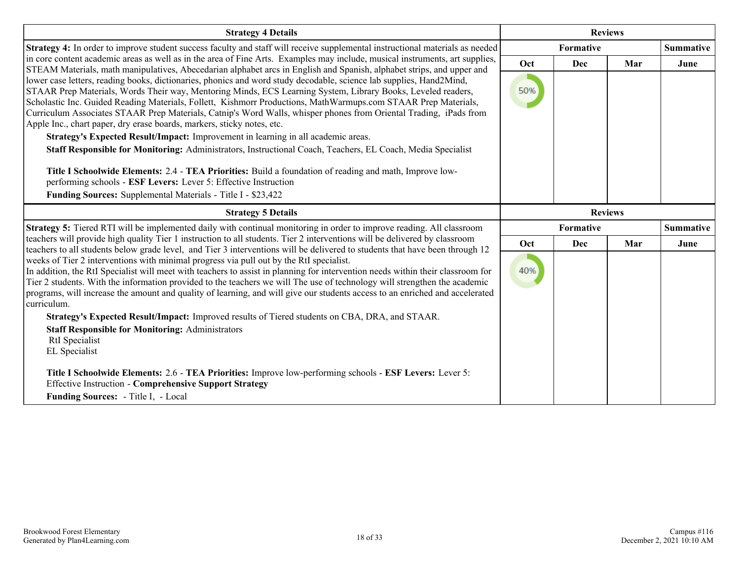| Strategy 4 Details | Reviews | | | |
|---|---|---|---|---|
| | Formative | | | Summative |
| **Strategy 4:** In order to improve student success faculty and staff will receive supplemental instructional materials as needed in core content academic areas as well as in the area of Fine Arts. Examples may include, musical instruments, art supplies, STEAM Materials, math manipulatives, Abecedarian alphabet arcs in English and Spanish, alphabet strips, and upper and lower case letters, reading books, dictionaries, phonics and word study decodable, science lab supplies, Hand2Mind, STAAR Prep Materials, Words Their way, Mentoring Minds, ECS Learning System, Library Books, Leveled readers, Scholastic Inc. Guided Reading Materials, Follett, Kishmorr Productions, MathWarmups.com STAAR Prep Materials, Curriculum Associates STAAR Prep Materials, Catnip's Word Walls, whisper phones from Oriental Trading, iPads from Apple Inc., chart paper, dry erase boards, markers, sticky notes, etc.<br>**Strategy's Expected Result/Impact:** Improvement in learning in all academic areas.<br>**Staff Responsible for Monitoring:** Administrators, Instructional Coach, Teachers, EL Coach, Media Specialist<br><br>**Title I Schoolwide Elements:** 2.4 - **TEA Priorities:** Build a foundation of reading and math, Improve low-performing schools - **ESF Levers:** Lever 5: Effective Instruction<br>**Funding Sources:** Supplemental Materials - Title I - $23,422 | **Oct** | **Dec** | **Mar** | **June** |
| | 50% | | | |

| Strategy 5 Details | Reviews | | | |
|---|---|---|---|---|
| | Formative | | | Summative |
| **Strategy 5:** Tiered RTI will be implemented daily with continual monitoring in order to improve reading. All classroom teachers will provide high quality Tier 1 instruction to all students. Tier 2 interventions will be delivered by classroom teachers to all students below grade level, and Tier 3 interventions will be delivered to students that have been through 12 weeks of Tier 2 interventions with minimal progress via pull out by the RtI specialist.<br>In addition, the RtI Specialist will meet with teachers to assist in planning for intervention needs within their classroom for Tier 2 students. With the information provided to the teachers we will The use of technology will strengthen the academic programs, will increase the amount and quality of learning, and will give our students access to an enriched and accelerated curriculum.<br>**Strategy's Expected Result/Impact:** Improved results of Tiered students on CBA, DRA, and STAAR.<br>**Staff Responsible for Monitoring:** Administrators<br>RtI Specialist<br>EL Specialist<br><br>**Title I Schoolwide Elements:** 2.6 - **TEA Priorities:** Improve low-performing schools - **ESF Levers:** Lever 5: Effective Instruction - **Comprehensive Support Strategy**<br>**Funding Sources:** - Title I, - Local | **Oct** | **Dec** | **Mar** | **June** |
| | 40% | | | |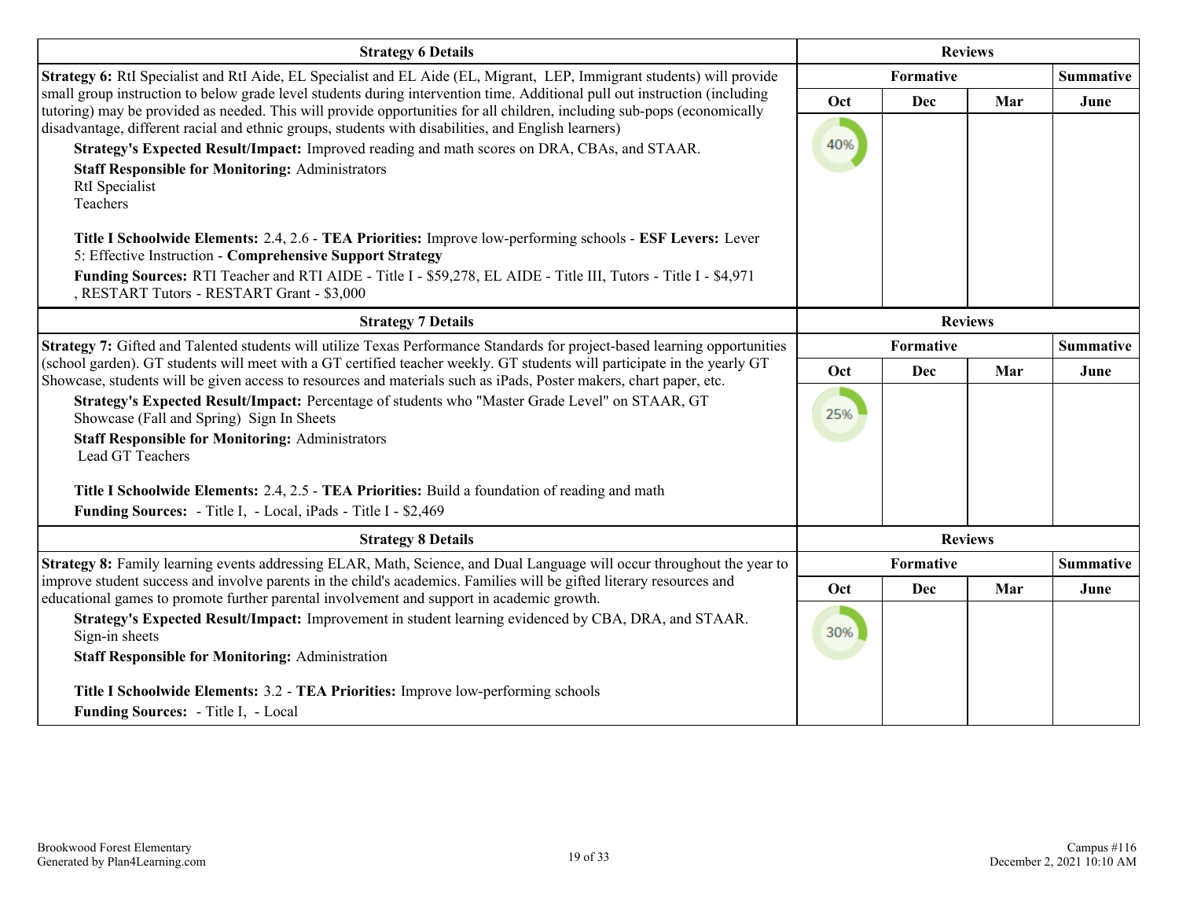| Strategy 6 Details | Reviews | | | |
|---|---|---|---|---|
| **Strategy 6:** RtI Specialist and RtI Aide, EL Specialist and EL Aide (EL, Migrant, LEP, Immigrant students) will provide small group instruction to below grade level students during intervention time. Additional pull out instruction (including tutoring) may be provided as needed. This will provide opportunities for all children, including sub-pops (economically disadvantage, different racial and ethnic groups, students with disabilities, and English learners) | Formative | | | Summative |
| | Oct | Dec | Mar | June |
| **Strategy's Expected Result/Impact:** Improved reading and math scores on DRA, CBAs, and STAAR.<br>**Staff Responsible for Monitoring:** Administrators<br>RtI Specialist<br>Teachers<br><br>**Title I Schoolwide Elements:** 2.4, 2.6 - **TEA Priorities:** Improve low-performing schools - **ESF Levers:** Lever 5: Effective Instruction - **Comprehensive Support Strategy**<br>**Funding Sources:** RTI Teacher and RTI AIDE - Title I - $59,278, EL AIDE - Title III, Tutors - Title I - $4,971 , RESTART Tutors - RESTART Grant - $3,000 | 40% | | | |

| Strategy 7 Details | Reviews | | | |
|---|---|---|---|---|
| **Strategy 7:** Gifted and Talented students will utilize Texas Performance Standards for project-based learning opportunities (school garden). GT students will meet with a GT certified teacher weekly. GT students will participate in the yearly GT Showcase, students will be given access to resources and materials such as iPads, Poster makers, chart paper, etc. | Formative | | | Summative |
| | Oct | Dec | Mar | June |
| **Strategy's Expected Result/Impact:** Percentage of students who "Master Grade Level" on STAAR, GT Showcase (Fall and Spring) Sign In Sheets<br>**Staff Responsible for Monitoring:** Administrators<br>Lead GT Teachers<br><br>**Title I Schoolwide Elements:** 2.4, 2.5 - **TEA Priorities:** Build a foundation of reading and math<br>**Funding Sources:** - Title I, - Local, iPads - Title I - $2,469 | 25% | | | |

| Strategy 8 Details | Reviews | | | |
|---|---|---|---|---|
| **Strategy 8:** Family learning events addressing ELAR, Math, Science, and Dual Language will occur throughout the year to improve student success and involve parents in the child's academics. Families will be gifted literary resources and educational games to promote further parental involvement and support in academic growth. | Formative | | | Summative |
| | Oct | Dec | Mar | June |
| **Strategy's Expected Result/Impact:** Improvement in student learning evidenced by CBA, DRA, and STAAR. Sign-in sheets<br>**Staff Responsible for Monitoring:** Administration<br><br>**Title I Schoolwide Elements:** 3.2 - **TEA Priorities:** Improve low-performing schools<br>**Funding Sources:** - Title I, - Local | 30% | | | |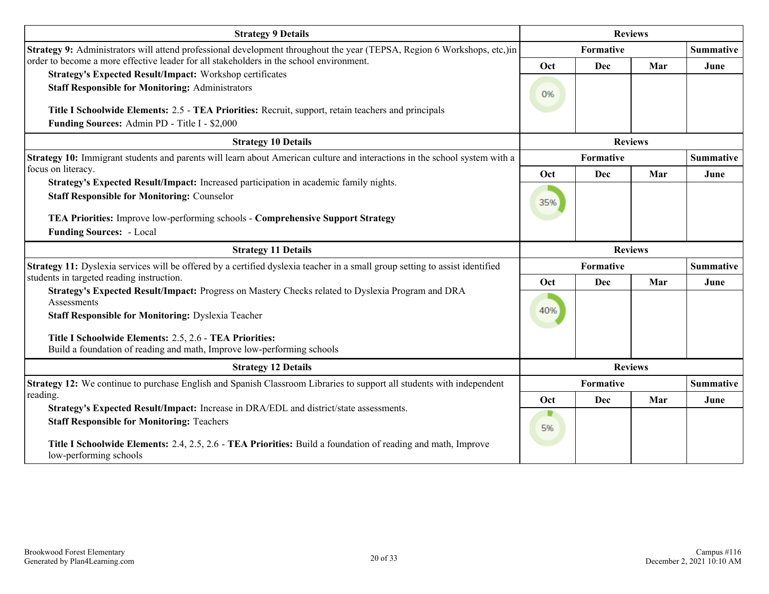| Strategy 9 Details | Reviews | | | |
|---|---|---|---|---|
| **Strategy 9:** Administrators will attend professional development throughout the year (TEPSA, Region 6 Workshops, etc,)in order to become a more effective leader for all stakeholders in the school environment.<br>**Strategy's Expected Result/Impact:** Workshop certificates<br>**Staff Responsible for Monitoring:** Administrators<br><br>**Title I Schoolwide Elements:** 2.5 - **TEA Priorities:** Recruit, support, retain teachers and principals<br>**Funding Sources:** Admin PD - Title I - $2,000 | **Formative** | | | **Summative** |
| | Oct | Dec | Mar | June |
| | 0% | | | |

| Strategy 10 Details | Reviews | | | |
|---|---|---|---|---|
| **Strategy 10:** Immigrant students and parents will learn about American culture and interactions in the school system with a focus on literacy.<br>**Strategy's Expected Result/Impact:** Increased participation in academic family nights.<br>**Staff Responsible for Monitoring:** Counselor<br><br>**TEA Priorities:** Improve low-performing schools - **Comprehensive Support Strategy**<br>**Funding Sources:** - Local | **Formative** | | | **Summative** |
| | Oct | Dec | Mar | June |
| | 35% | | | |

| Strategy 11 Details | Reviews | | | |
|---|---|---|---|---|
| **Strategy 11:** Dyslexia services will be offered by a certified dyslexia teacher in a small group setting to assist identified students in targeted reading instruction.<br>**Strategy's Expected Result/Impact:** Progress on Mastery Checks related to Dyslexia Program and DRA Assessments<br>**Staff Responsible for Monitoring:** Dyslexia Teacher<br><br>**Title I Schoolwide Elements:** 2.5, 2.6 - **TEA Priorities:**<br>Build a foundation of reading and math, Improve low-performing schools | **Formative** | | | **Summative** |
| | Oct | Dec | Mar | June |
| | 40% | | | |

| Strategy 12 Details | Reviews | | | |
|---|---|---|---|---|
| **Strategy 12:** We continue to purchase English and Spanish Classroom Libraries to support all students with independent reading.<br>**Strategy's Expected Result/Impact:** Increase in DRA/EDL and district/state assessments.<br>**Staff Responsible for Monitoring:** Teachers<br><br>**Title I Schoolwide Elements:** 2.4, 2.5, 2.6 - **TEA Priorities:** Build a foundation of reading and math, Improve low-performing schools | **Formative** | | | **Summative** |
| | Oct | Dec | Mar | June |
| | 5% | | | |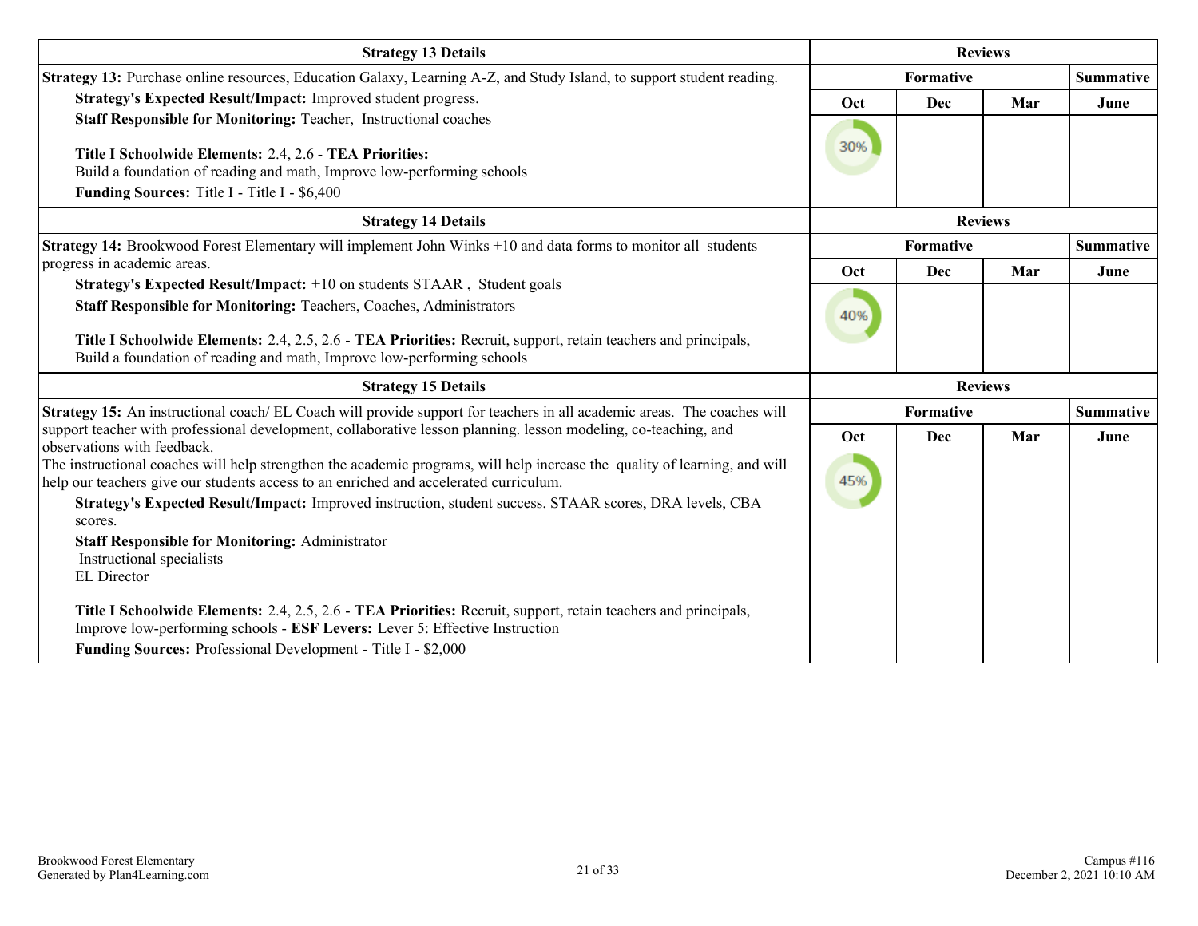| Strategy 13 Details | Reviews | | | |
|---|---|---|---|---|
| **Strategy 13:** Purchase online resources, Education Galaxy, Learning A-Z, and Study Island, to support student reading.<br>**Strategy's Expected Result/Impact:** Improved student progress.<br>**Staff Responsible for Monitoring:** Teacher, Instructional coaches<br><br>**Title I Schoolwide Elements:** 2.4, 2.6 - **TEA Priorities:**<br>Build a foundation of reading and math, Improve low-performing schools<br>**Funding Sources:** Title I - Title I - $6,400 | **Formative** | | | **Summative** |
| | Oct | Dec | Mar | June |
| | 30% | | | |

| Strategy 14 Details | Reviews | | | |
|---|---|---|---|---|
| **Strategy 14:** Brookwood Forest Elementary will implement John Winks +10 and data forms to monitor all students progress in academic areas.<br>**Strategy's Expected Result/Impact:** +10 on students STAAR , Student goals<br>**Staff Responsible for Monitoring:** Teachers, Coaches, Administrators<br><br>**Title I Schoolwide Elements:** 2.4, 2.5, 2.6 - **TEA Priorities:** Recruit, support, retain teachers and principals, Build a foundation of reading and math, Improve low-performing schools | **Formative** | | | **Summative** |
| | Oct | Dec | Mar | June |
| | 40% | | | |

| Strategy 15 Details | Reviews | | | |
|---|---|---|---|---|
| **Strategy 15:** An instructional coach/ EL Coach will provide support for teachers in all academic areas. The coaches will support teacher with professional development, collaborative lesson planning. lesson modeling, co-teaching, and observations with feedback.<br>The instructional coaches will help strengthen the academic programs, will help increase the quality of learning, and will help our teachers give our students access to an enriched and accelerated curriculum.<br>**Strategy's Expected Result/Impact:** Improved instruction, student success. STAAR scores, DRA levels, CBA scores.<br>**Staff Responsible for Monitoring:** Administrator<br>Instructional specialists<br>EL Director<br><br>**Title I Schoolwide Elements:** 2.4, 2.5, 2.6 - **TEA Priorities:** Recruit, support, retain teachers and principals, Improve low-performing schools - **ESF Levers:** Lever 5: Effective Instruction<br>**Funding Sources:** Professional Development - Title I - $2,000 | **Formative** | | | **Summative** |
| | Oct | Dec | Mar | June |
| | 45% | | | |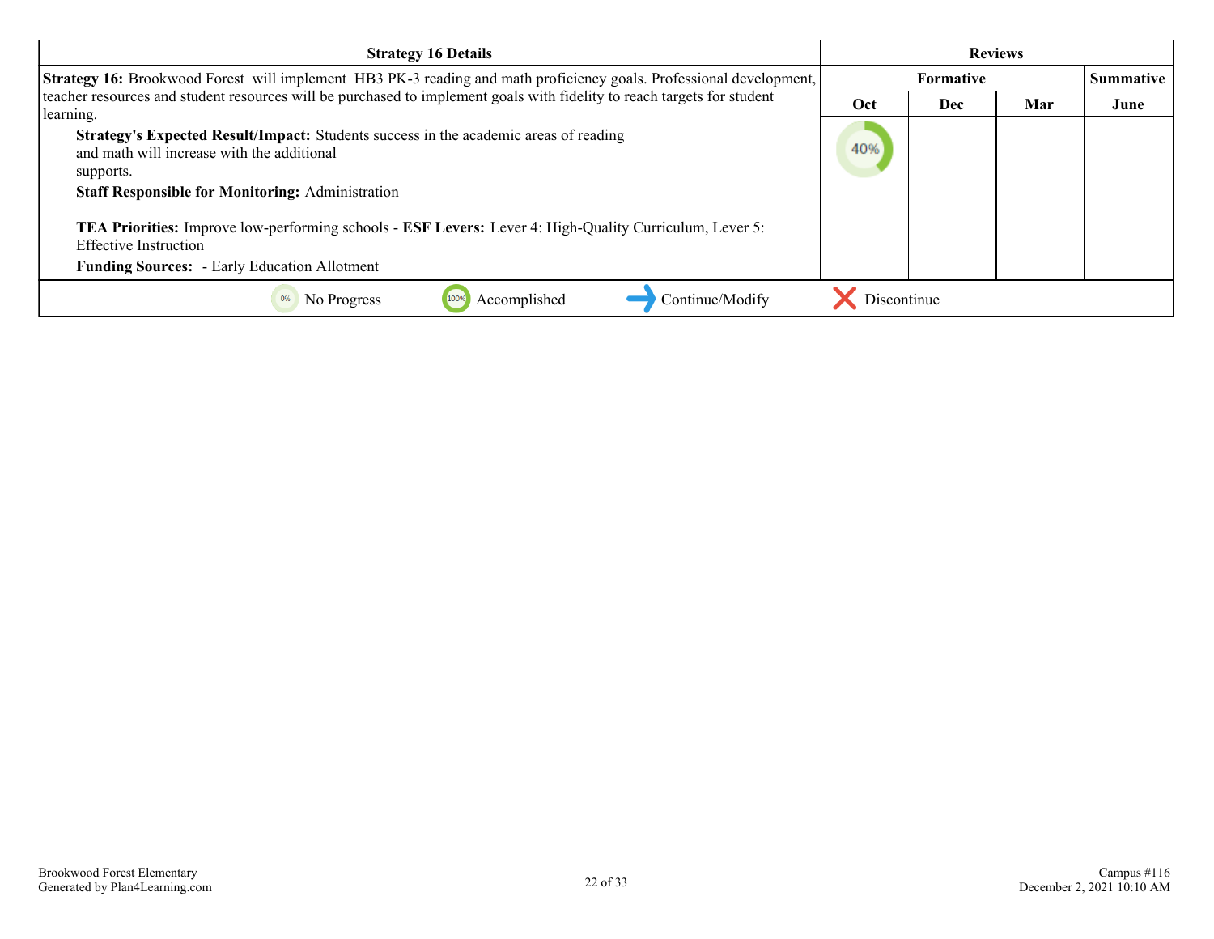| Strategy 16 Details | Reviews | | | |
|---|---|---|---|---|
| | Formative | | | Summative |
| | Oct | Dec | Mar | June |
| **Strategy 16:** Brookwood Forest will implement HB3 PK-3 reading and math proficiency goals. Professional development, teacher resources and student resources will be purchased to implement goals with fidelity to reach targets for student learning.<br>**Strategy's Expected Result/Impact:** Students success in the academic areas of reading and math will increase with the additional supports.<br>**Staff Responsible for Monitoring:** Administration<br><br>**TEA Priorities:** Improve low-performing schools - **ESF Levers:** Lever 4: High-Quality Curriculum, Lever 5: Effective Instruction<br>**Funding Sources:** - Early Education Allotment | 40% | | | |

0% No Progress | 100% Accomplished | → Continue/Modify | ✕ Discontinue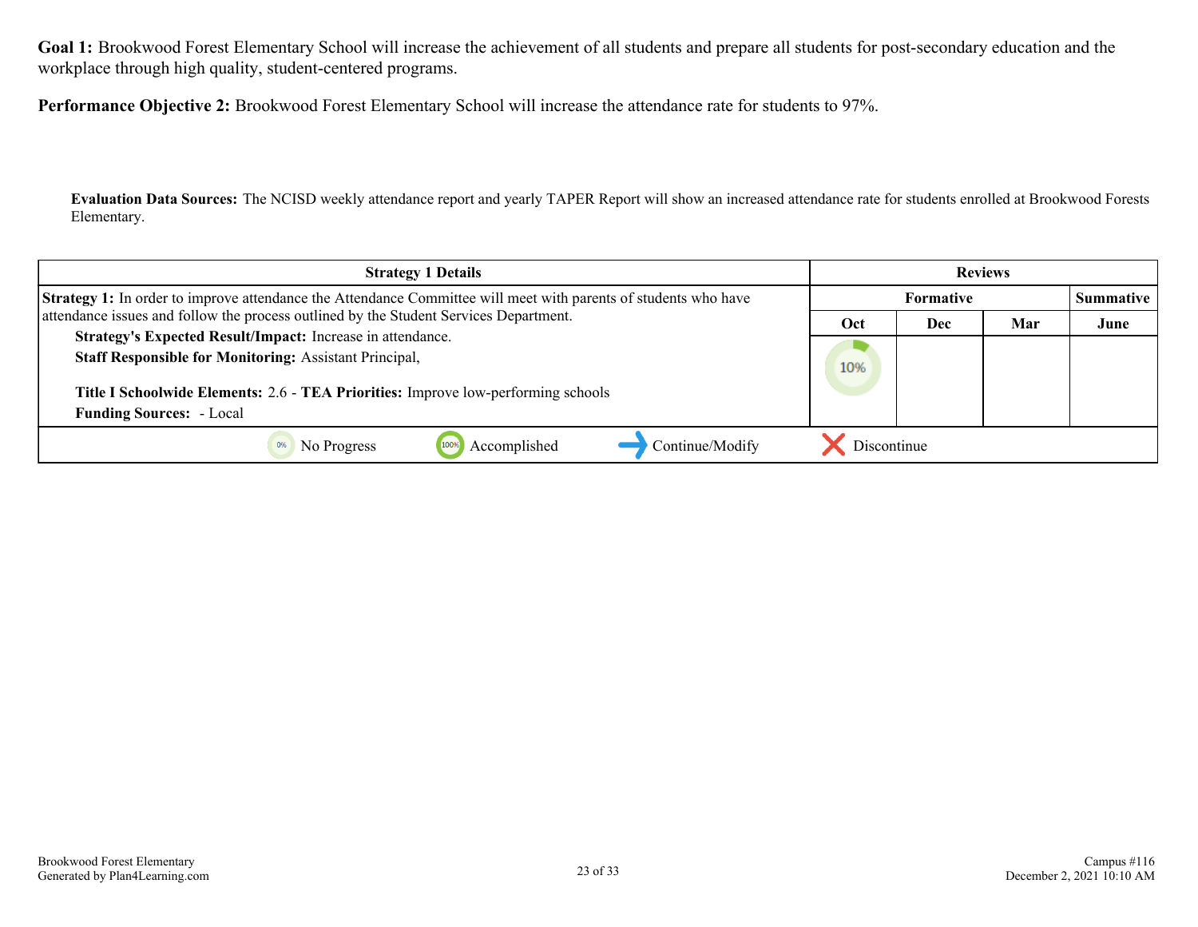**Goal 1:** Brookwood Forest Elementary School will increase the achievement of all students and prepare all students for post-secondary education and the workplace through high quality, student-centered programs.

**Performance Objective 2:** Brookwood Forest Elementary School will increase the attendance rate for students to 97%.

**Evaluation Data Sources:** The NCISD weekly attendance report and yearly TAPER Report will show an increased attendance rate for students enrolled at Brookwood Forests Elementary.

| Strategy 1 Details | Reviews | | | |
|---|---|---|---|---|
| | Formative | | | Summative |
| | Oct | Dec | Mar | June |
| **Strategy 1:** In order to improve attendance the Attendance Committee will meet with parents of students who have attendance issues and follow the process outlined by the Student Services Department.<br>**Strategy's Expected Result/Impact:** Increase in attendance.<br>**Staff Responsible for Monitoring:** Assistant Principal,<br><br>**Title I Schoolwide Elements:** 2.6 - **TEA Priorities:** Improve low-performing schools<br>**Funding Sources:** - Local | 10% | | | |

0% No Progress | 100% Accomplished | Continue/Modify | Discontinue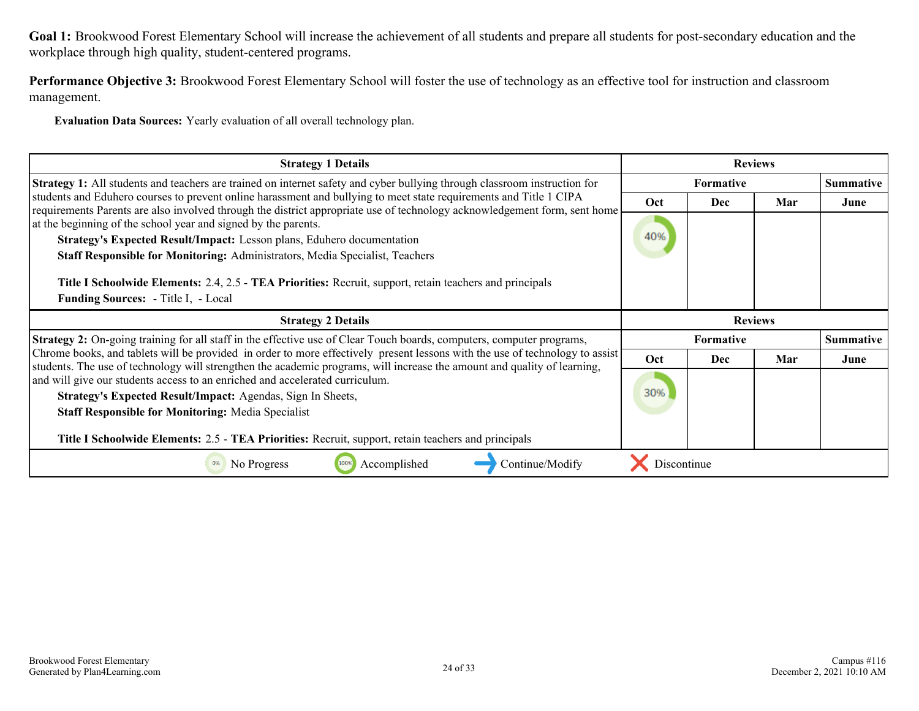**Goal 1:** Brookwood Forest Elementary School will increase the achievement of all students and prepare all students for post-secondary education and the workplace through high quality, student-centered programs.

**Performance Objective 3:** Brookwood Forest Elementary School will foster the use of technology as an effective tool for instruction and classroom management.

**Evaluation Data Sources:** Yearly evaluation of all overall technology plan.

| Strategy 1 Details | Reviews | | | |
|---|---|---|---|---|
| | Formative | | | Summative |
| | Oct | Dec | Mar | June |
| **Strategy 1:** All students and teachers are trained on internet safety and cyber bullying through classroom instruction for students and Eduhero courses to prevent online harassment and bullying to meet state requirements and Title 1 CIPA requirements Parents are also involved through the district appropriate use of technology acknowledgement form, sent home at the beginning of the school year and signed by the parents.<br>**Strategy's Expected Result/Impact:** Lesson plans, Eduhero documentation<br>**Staff Responsible for Monitoring:** Administrators, Media Specialist, Teachers<br>**Title I Schoolwide Elements:** 2.4, 2.5 - **TEA Priorities:** Recruit, support, retain teachers and principals<br>**Funding Sources:** - Title I, - Local | 40% | | | |

| Strategy 2 Details | Reviews | | | |
|---|---|---|---|---|
| | Formative | | | Summative |
| | Oct | Dec | Mar | June |
| **Strategy 2:** On-going training for all staff in the effective use of Clear Touch boards, computers, computer programs, Chrome books, and tablets will be provided in order to more effectively present lessons with the use of technology to assist students. The use of technology will strengthen the academic programs, will increase the amount and quality of learning, and will give our students access to an enriched and accelerated curriculum.<br>**Strategy's Expected Result/Impact:** Agendas, Sign In Sheets,<br>**Staff Responsible for Monitoring:** Media Specialist<br>**Title I Schoolwide Elements:** 2.5 - **TEA Priorities:** Recruit, support, retain teachers and principals | 30% | | | |

0% No Progress | 100% Accomplished | Continue/Modify | Discontinue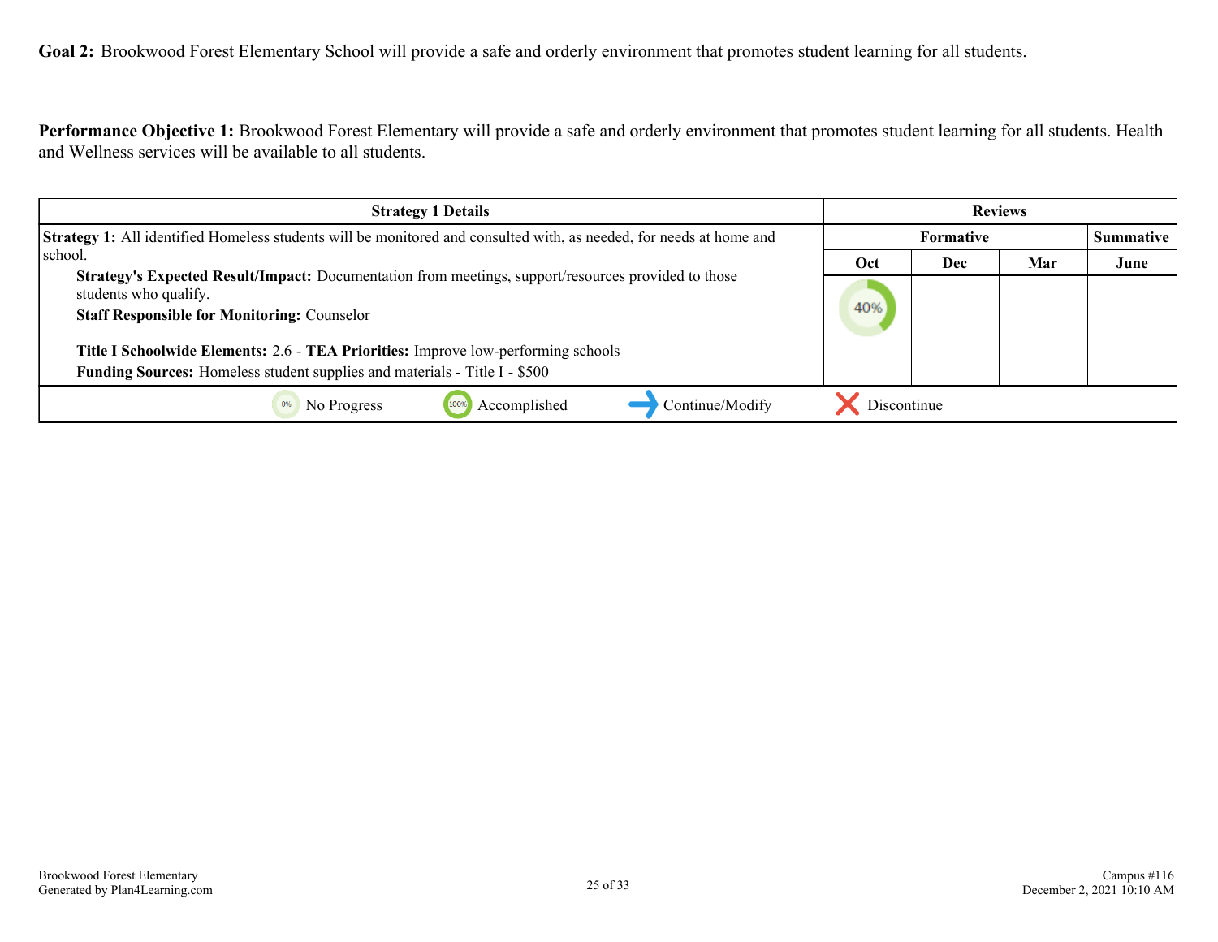**Goal 2:** Brookwood Forest Elementary School will provide a safe and orderly environment that promotes student learning for all students.

**Performance Objective 1:** Brookwood Forest Elementary will provide a safe and orderly environment that promotes student learning for all students. Health and Wellness services will be available to all students.

| Strategy 1 Details | Reviews | | | |
|---|---|---|---|---|
| | Formative | | | Summative |
| | Oct | Dec | Mar | June |
| **Strategy 1:** All identified Homeless students will be monitored and consulted with, as needed, for needs at home and school.<br>**Strategy's Expected Result/Impact:** Documentation from meetings, support/resources provided to those students who qualify.<br>**Staff Responsible for Monitoring:** Counselor<br><br>**Title I Schoolwide Elements:** 2.6 - **TEA Priorities:** Improve low-performing schools<br>**Funding Sources:** Homeless student supplies and materials - Title I - $500 | 40% | | | |

0% No Progress | 100% Accomplished | Continue/Modify | Discontinue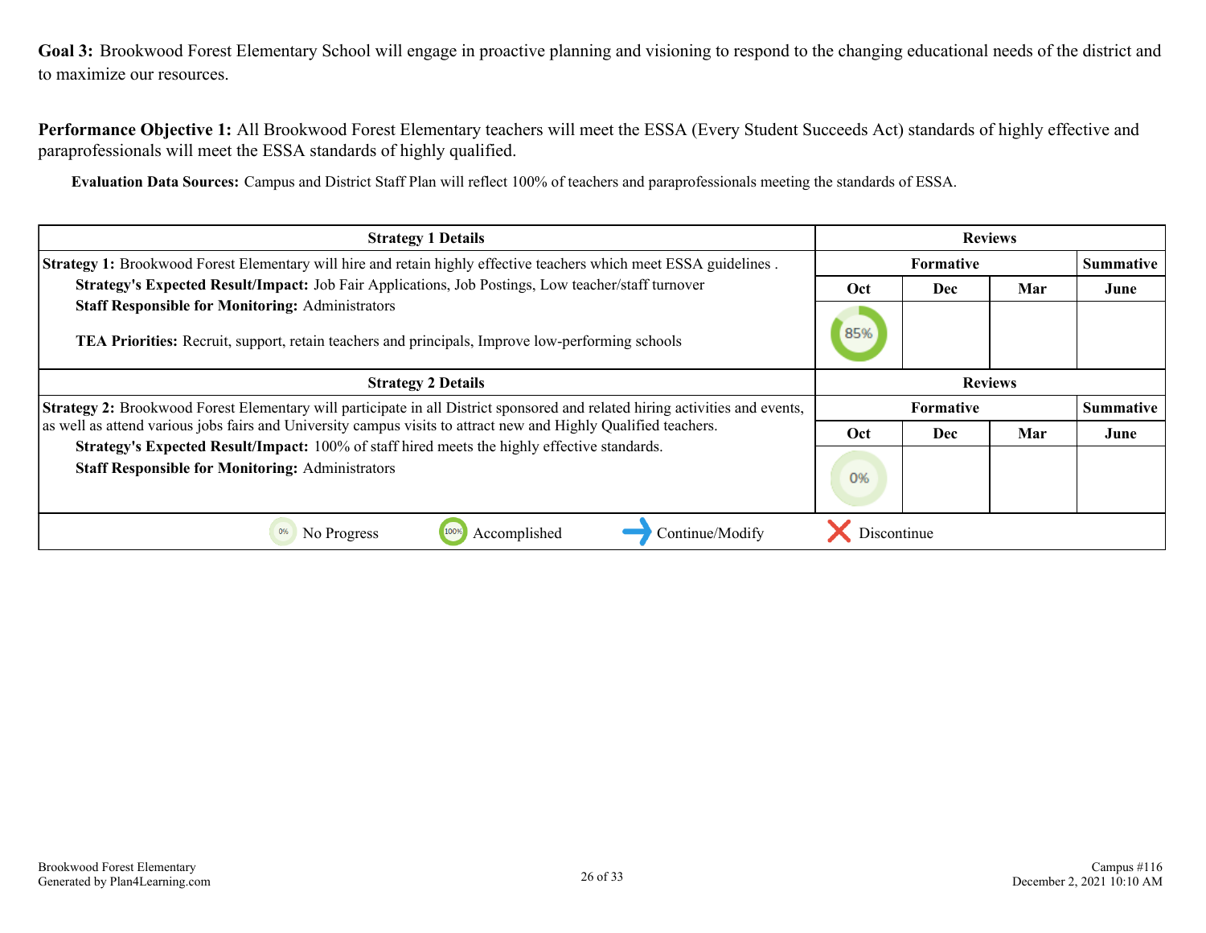**Goal 3:** Brookwood Forest Elementary School will engage in proactive planning and visioning to respond to the changing educational needs of the district and to maximize our resources.

**Performance Objective 1:** All Brookwood Forest Elementary teachers will meet the ESSA (Every Student Succeeds Act) standards of highly effective and paraprofessionals will meet the ESSA standards of highly qualified.

**Evaluation Data Sources:** Campus and District Staff Plan will reflect 100% of teachers and paraprofessionals meeting the standards of ESSA.

| Strategy 1 Details | Reviews | | | |
|---|---|---|---|---|
| | Formative | | | Summative |
| | Oct | Dec | Mar | June |
| **Strategy 1:** Brookwood Forest Elementary will hire and retain highly effective teachers which meet ESSA guidelines . <br> **Strategy's Expected Result/Impact:** Job Fair Applications, Job Postings, Low teacher/staff turnover <br> **Staff Responsible for Monitoring:** Administrators <br><br> **TEA Priorities:** Recruit, support, retain teachers and principals, Improve low-performing schools | 85% | | | |

| Strategy 2 Details | Reviews | | | |
|---|---|---|---|---|
| | Formative | | | Summative |
| | Oct | Dec | Mar | June |
| **Strategy 2:** Brookwood Forest Elementary will participate in all District sponsored and related hiring activities and events, as well as attend various jobs fairs and University campus visits to attract new and Highly Qualified teachers. <br> **Strategy's Expected Result/Impact:** 100% of staff hired meets the highly effective standards. <br> **Staff Responsible for Monitoring:** Administrators | 0% | | | |

0% No Progress | 100% Accomplished | → Continue/Modify | ✗ Discontinue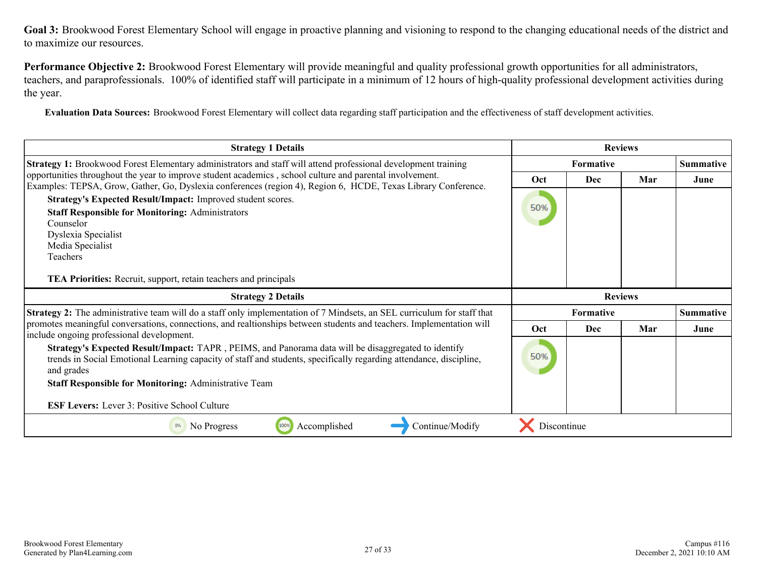**Goal 3:** Brookwood Forest Elementary School will engage in proactive planning and visioning to respond to the changing educational needs of the district and to maximize our resources.

**Performance Objective 2:** Brookwood Forest Elementary will provide meaningful and quality professional growth opportunities for all administrators, teachers, and paraprofessionals. 100% of identified staff will participate in a minimum of 12 hours of high-quality professional development activities during the year.

**Evaluation Data Sources:** Brookwood Forest Elementary will collect data regarding staff participation and the effectiveness of staff development activities.

| Strategy 1 Details | Reviews | | | |
|---|---|---|---|---|
| | Formative | | | Summative |
| | Oct | Dec | Mar | June |
| **Strategy 1:** Brookwood Forest Elementary administrators and staff will attend professional development training opportunities throughout the year to improve student academics , school culture and parental involvement. Examples: TEPSA, Grow, Gather, Go, Dyslexia conferences (region 4), Region 6, HCDE, Texas Library Conference.<br>**Strategy's Expected Result/Impact:** Improved student scores.<br>**Staff Responsible for Monitoring:** Administrators<br>Counselor<br>Dyslexia Specialist<br>Media Specialist<br>Teachers<br><br>**TEA Priorities:** Recruit, support, retain teachers and principals | 50% | | | |

| Strategy 2 Details | Reviews | | | |
|---|---|---|---|---|
| | Formative | | | Summative |
| | Oct | Dec | Mar | June |
| **Strategy 2:** The administrative team will do a staff only implementation of 7 Mindsets, an SEL curriculum for staff that promotes meaningful conversations, connections, and realtionships between students and teachers. Implementation will include ongoing professional development.<br>**Strategy's Expected Result/Impact:** TAPR , PEIMS, and Panorama data will be disaggregated to identify trends in Social Emotional Learning capacity of staff and students, specifically regarding attendance, discipline, and grades<br>**Staff Responsible for Monitoring:** Administrative Team<br><br>**ESF Levers:** Lever 3: Positive School Culture | 50% | | | |

0% No Progress | 100% Accomplished | Continue/Modify | Discontinue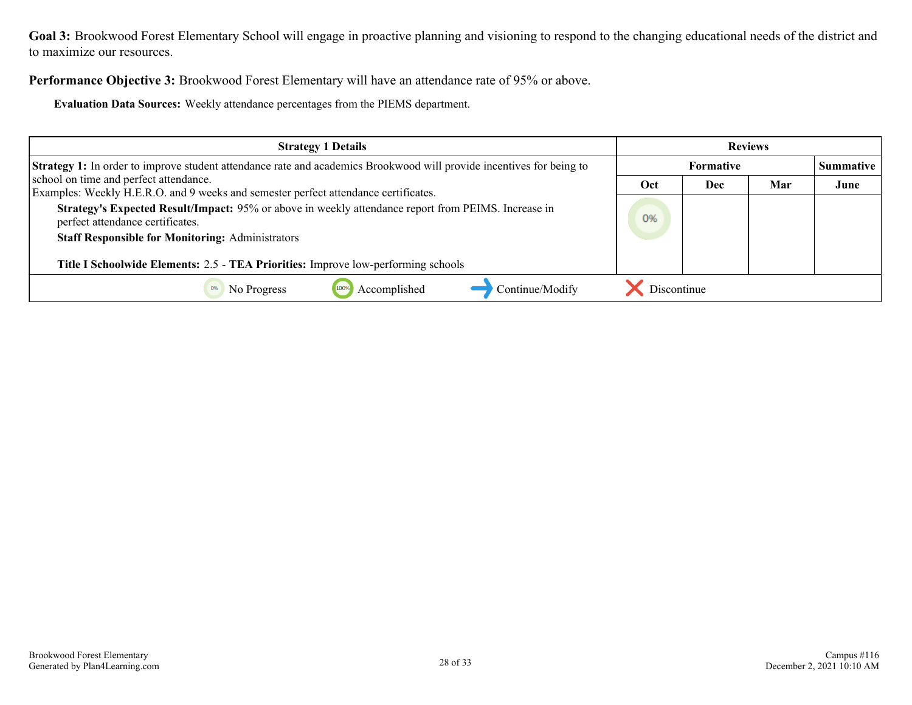**Goal 3:** Brookwood Forest Elementary School will engage in proactive planning and visioning to respond to the changing educational needs of the district and to maximize our resources.

**Performance Objective 3:** Brookwood Forest Elementary will have an attendance rate of 95% or above.

**Evaluation Data Sources:** Weekly attendance percentages from the PIEMS department.

| Strategy 1 Details | Reviews | | | |
|---|---|---|---|---|
| | Formative | | | Summative |
| | Oct | Dec | Mar | June |
| **Strategy 1:** In order to improve student attendance rate and academics Brookwood will provide incentives for being to school on time and perfect attendance.<br>Examples: Weekly H.E.R.O. and 9 weeks and semester perfect attendance certificates.<br>**Strategy's Expected Result/Impact:** 95% or above in weekly attendance report from PEIMS. Increase in perfect attendance certificates.<br>**Staff Responsible for Monitoring:** Administrators<br><br>**Title I Schoolwide Elements:** 2.5 - **TEA Priorities:** Improve low-performing schools | 0% | | | |

0% No Progress | 100% Accomplished | Continue/Modify | Discontinue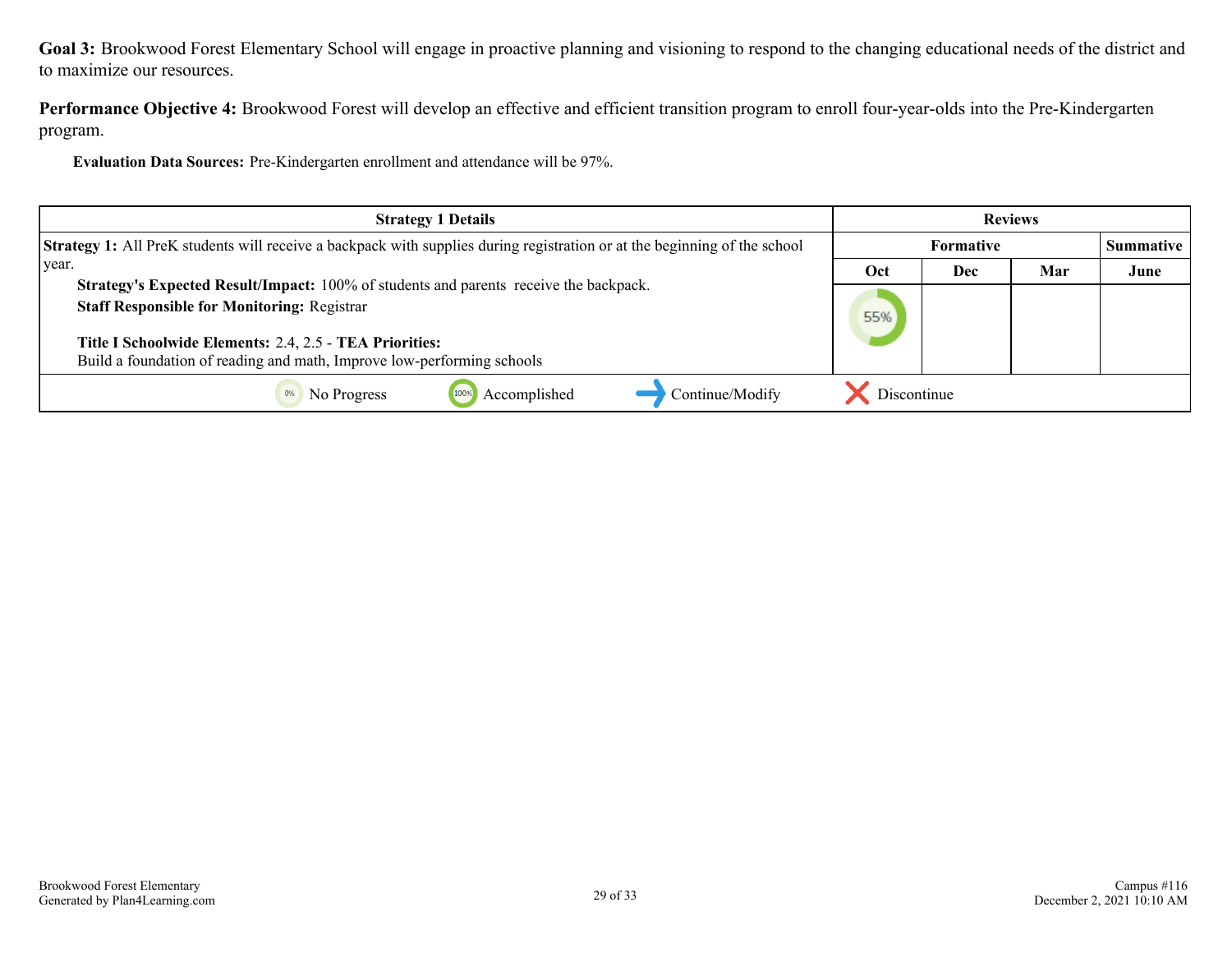**Goal 3:** Brookwood Forest Elementary School will engage in proactive planning and visioning to respond to the changing educational needs of the district and to maximize our resources.

**Performance Objective 4:** Brookwood Forest will develop an effective and efficient transition program to enroll four-year-olds into the Pre-Kindergarten program.

**Evaluation Data Sources:** Pre-Kindergarten enrollment and attendance will be 97%.

| Strategy 1 Details | Reviews | | | |
|---|---|---|---|---|
| | Formative | | | Summative |
| | Oct | Dec | Mar | June |
| **Strategy 1:** All PreK students will receive a backpack with supplies during registration or at the beginning of the school year.<br>**Strategy's Expected Result/Impact:** 100% of students and parents receive the backpack.<br>**Staff Responsible for Monitoring:** Registrar<br><br>**Title I Schoolwide Elements:** 2.4, 2.5 - **TEA Priorities:**<br>Build a foundation of reading and math, Improve low-performing schools | 55% | | | |

0% No Progress | 100% Accomplished | → Continue/Modify | ✗ Discontinue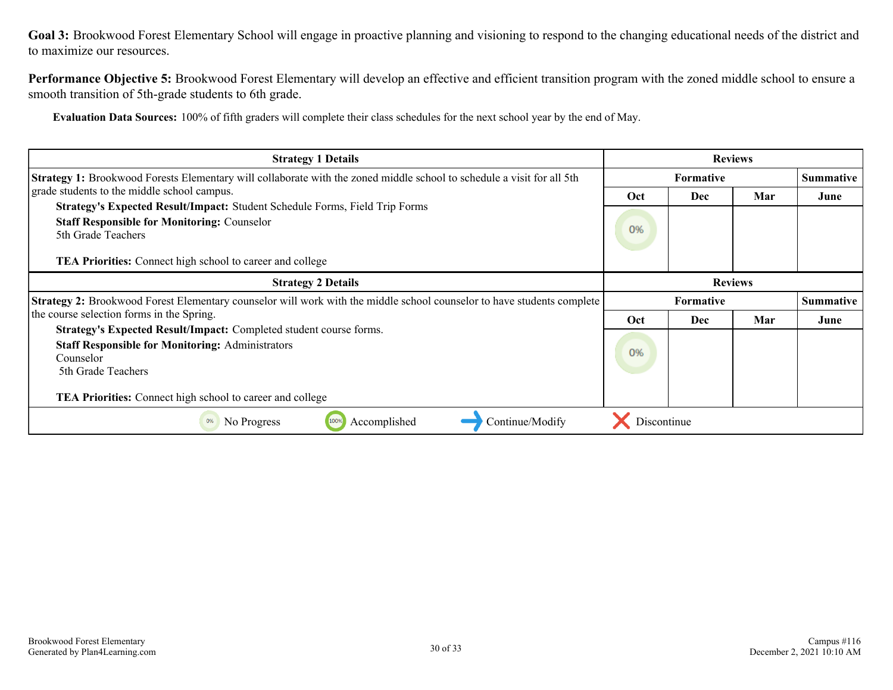**Goal 3:** Brookwood Forest Elementary School will engage in proactive planning and visioning to respond to the changing educational needs of the district and to maximize our resources.

**Performance Objective 5:** Brookwood Forest Elementary will develop an effective and efficient transition program with the zoned middle school to ensure a smooth transition of 5th-grade students to 6th grade.

**Evaluation Data Sources:** 100% of fifth graders will complete their class schedules for the next school year by the end of May.

| Strategy 1 Details | Reviews | | | |
|---|---|---|---|---|
| **Strategy 1:** Brookwood Forests Elementary will collaborate with the zoned middle school to schedule a visit for all 5th grade students to the middle school campus.<br>**Strategy's Expected Result/Impact:** Student Schedule Forms, Field Trip Forms<br>**Staff Responsible for Monitoring:** Counselor<br>5th Grade Teachers<br><br>**TEA Priorities:** Connect high school to career and college | Formative | | | Summative |
| | Oct | Dec | Mar | June |
| | 0% | | | |

| Strategy 2 Details | Reviews | | | |
|---|---|---|---|---|
| **Strategy 2:** Brookwood Forest Elementary counselor will work with the middle school counselor to have students complete the course selection forms in the Spring.<br>**Strategy's Expected Result/Impact:** Completed student course forms.<br>**Staff Responsible for Monitoring:** Administrators<br>Counselor<br>5th Grade Teachers<br><br>**TEA Priorities:** Connect high school to career and college | Formative | | | Summative |
| | Oct | Dec | Mar | June |
| | 0% | | | |

0% No Progress | 100% Accomplished | → Continue/Modify | ✗ Discontinue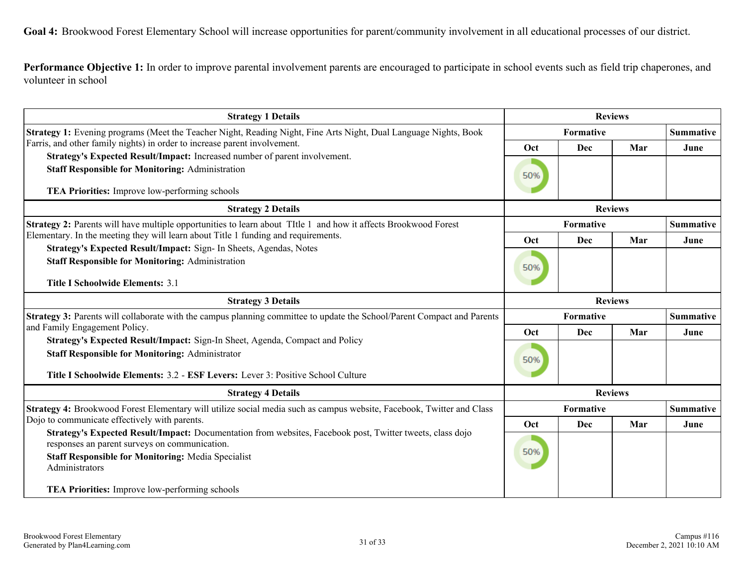**Goal 4:** Brookwood Forest Elementary School will increase opportunities for parent/community involvement in all educational processes of our district.

**Performance Objective 1:** In order to improve parental involvement parents are encouraged to participate in school events such as field trip chaperones, and volunteer in school

| Strategy 1 Details | Reviews | | | |
|---|---|---|---|---|
| **Strategy 1:** Evening programs (Meet the Teacher Night, Reading Night, Fine Arts Night, Dual Language Nights, Book Farris, and other family nights) in order to increase parent involvement.<br>**Strategy's Expected Result/Impact:** Increased number of parent involvement.<br>**Staff Responsible for Monitoring:** Administration<br><br>**TEA Priorities:** Improve low-performing schools | Formative | | | Summative |
| | Oct | Dec | Mar | June |
| | 50% | | | |

| Strategy 2 Details | Reviews | | | |
|---|---|---|---|---|
| **Strategy 2:** Parents will have multiple opportunities to learn about TItle 1 and how it affects Brookwood Forest Elementary. In the meeting they will learn about Title 1 funding and requirements.<br>**Strategy's Expected Result/Impact:** Sign- In Sheets, Agendas, Notes<br>**Staff Responsible for Monitoring:** Administration<br><br>**Title I Schoolwide Elements:** 3.1 | Formative | | | Summative |
| | Oct | Dec | Mar | June |
| | 50% | | | |

| Strategy 3 Details | Reviews | | | |
|---|---|---|---|---|
| **Strategy 3:** Parents will collaborate with the campus planning committee to update the School/Parent Compact and Parents and Family Engagement Policy.<br>**Strategy's Expected Result/Impact:** Sign-In Sheet, Agenda, Compact and Policy<br>**Staff Responsible for Monitoring:** Administrator<br><br>**Title I Schoolwide Elements:** 3.2 - **ESF Levers:** Lever 3: Positive School Culture | Formative | | | Summative |
| | Oct | Dec | Mar | June |
| | 50% | | | |

| Strategy 4 Details | Reviews | | | |
|---|---|---|---|---|
| **Strategy 4:** Brookwood Forest Elementary will utilize social media such as campus website, Facebook, Twitter and Class Dojo to communicate effectively with parents.<br>**Strategy's Expected Result/Impact:** Documentation from websites, Facebook post, Twitter tweets, class dojo responses an parent surveys on communication.<br>**Staff Responsible for Monitoring:** Media Specialist<br>Administrators<br><br>**TEA Priorities:** Improve low-performing schools | Formative | | | Summative |
| | Oct | Dec | Mar | June |
| | 50% | | | |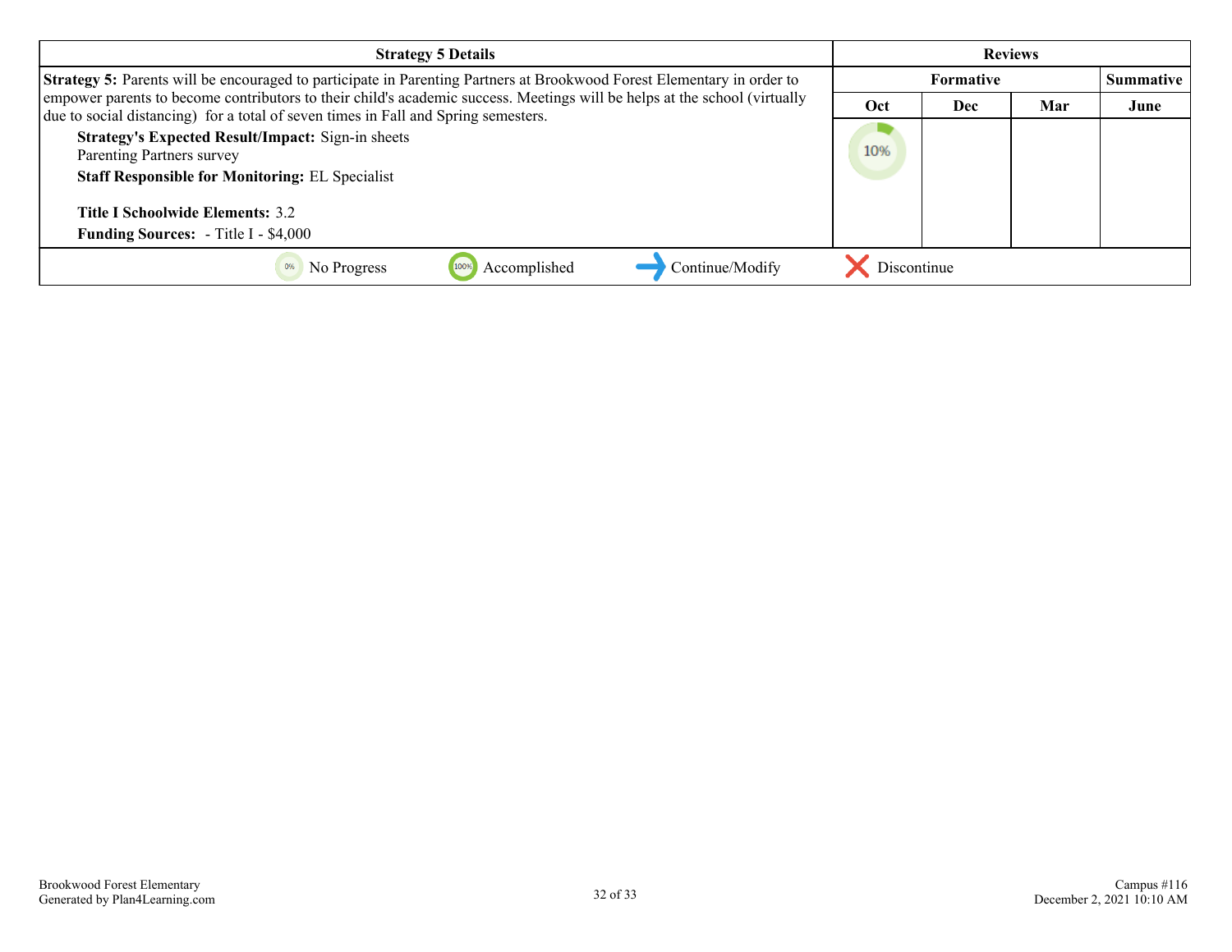| Strategy 5 Details | Reviews | | | |
|---|---|---|---|---|
| | Formative | | | Summative |
| | Oct | Dec | Mar | June |
| **Strategy 5:** Parents will be encouraged to participate in Parenting Partners at Brookwood Forest Elementary in order to empower parents to become contributors to their child's academic success. Meetings will be helps at the school (virtually due to social distancing) for a total of seven times in Fall and Spring semesters.<br>**Strategy's Expected Result/Impact:** Sign-in sheets<br>Parenting Partners survey<br>**Staff Responsible for Monitoring:** EL Specialist<br><br>**Title I Schoolwide Elements:** 3.2<br>**Funding Sources:** - Title I - $4,000 | 10% | | | |

0% No Progress | 100% Accomplished | Continue/Modify | Discontinue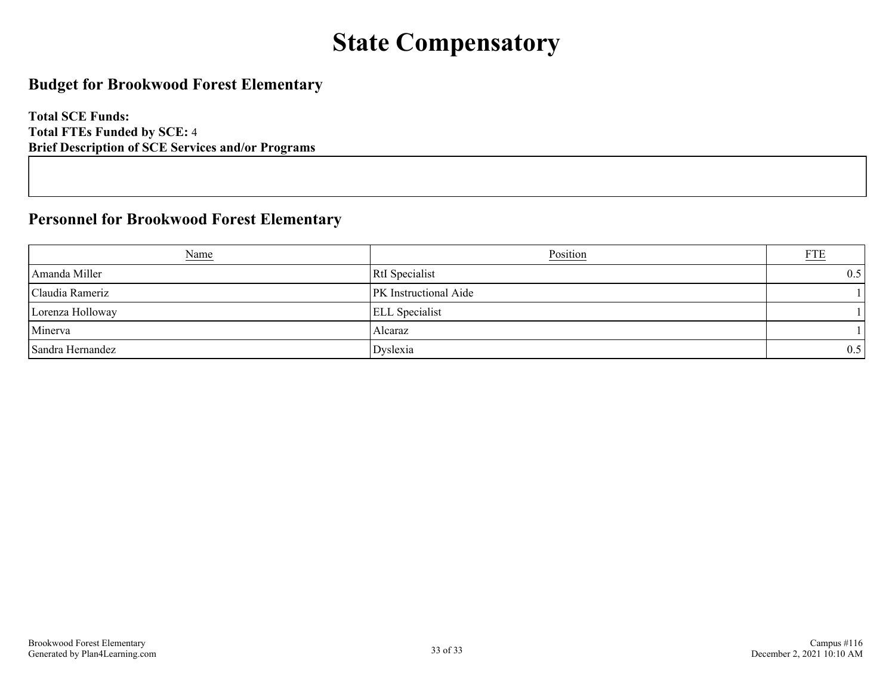# State Compensatory

## Budget for Brookwood Forest Elementary

**Total SCE Funds:**
**Total FTEs Funded by SCE:** 4
**Brief Description of SCE Services and/or Programs**

## Personnel for Brookwood Forest Elementary

| Name | Position | FTE |
|---|---|---|
| Amanda Miller | RtI Specialist | 0.5 |
| Claudia Rameriz | PK Instructional Aide | 1 |
| Lorenza Holloway | ELL Specialist | 1 |
| Minerva | Alcaraz | 1 |
| Sandra Hernandez | Dyslexia | 0.5 |